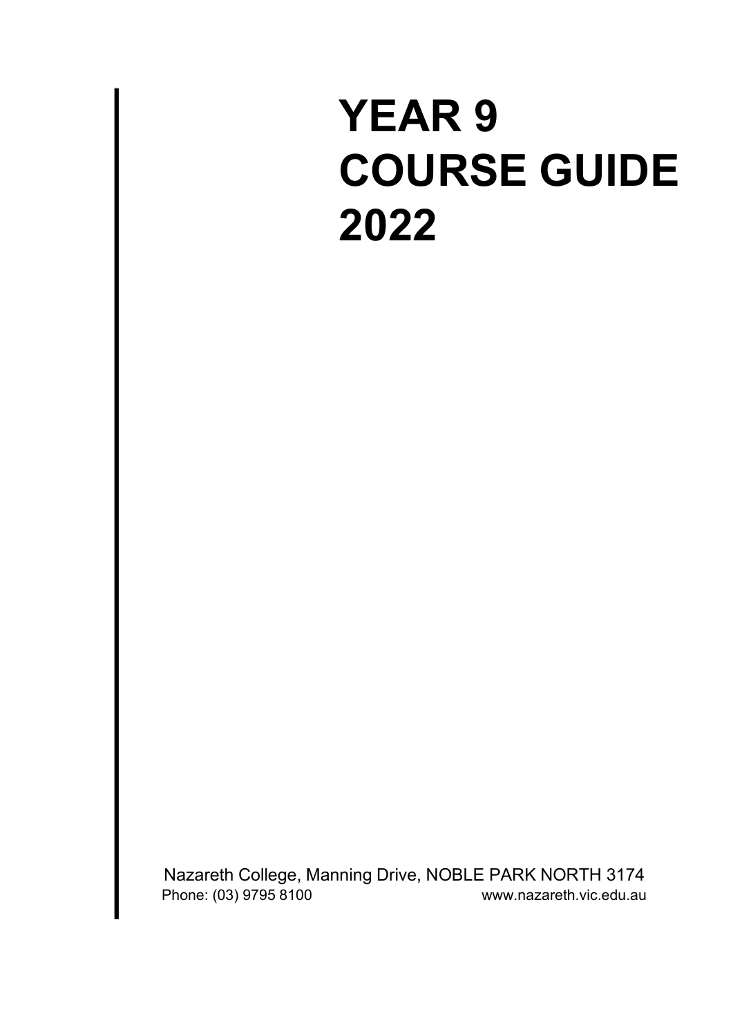# YEAR 9 COURSE GUIDE 2022

Nazareth College, Manning Drive, NOBLE PARK NORTH 3174

Phone: (03) 9795 8100 www.nazareth.vic.edu.au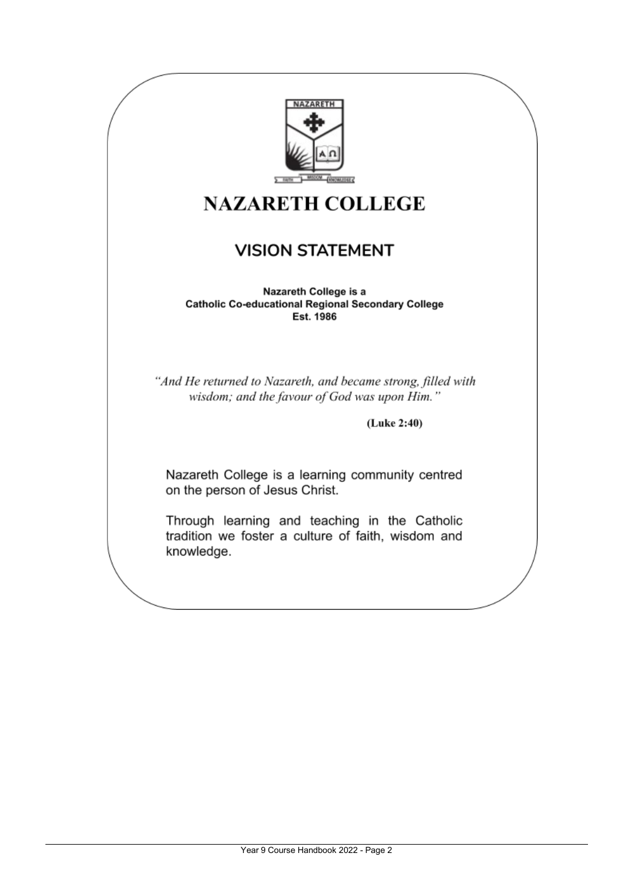# NAZARETH COLLEGE

## VISION STATEMENT

**Nazareth College is a**
**Catholic Co-educational Regional Secondary College**
**Est. 1986**

*"And He returned to Nazareth, and became strong, filled with wisdom; and the favour of God was upon Him."*

**(Luke 2:40)**

Nazareth College is a learning community centred on the person of Jesus Christ.

Through learning and teaching in the Catholic tradition we foster a culture of faith, wisdom and knowledge.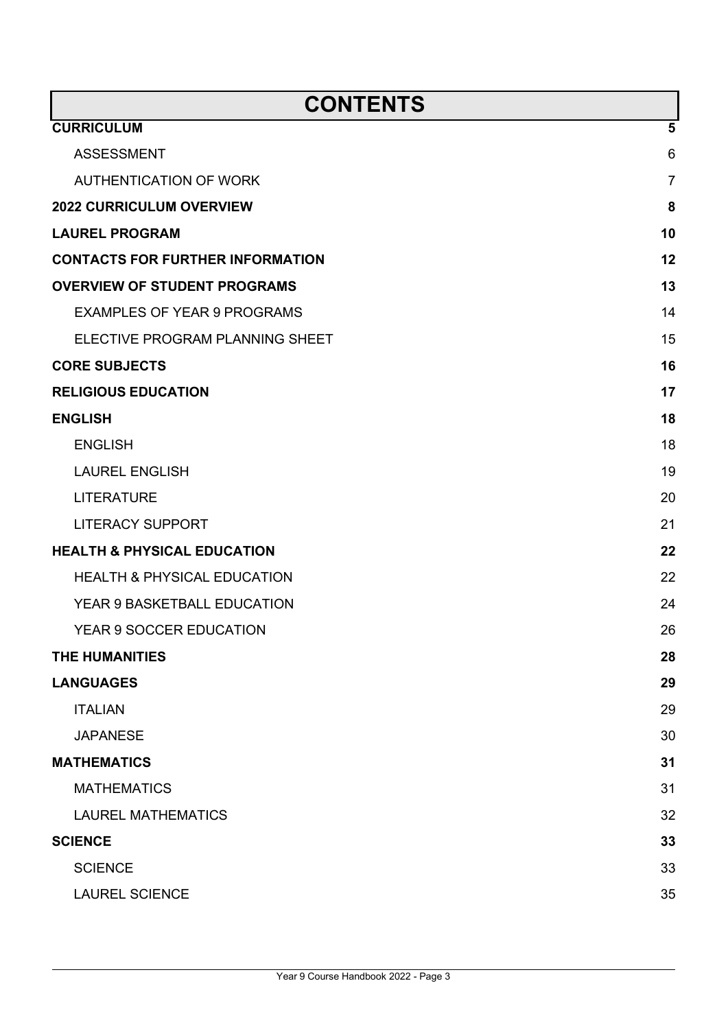# CONTENTS

| | |
|---|---|
| **CURRICULUM** | **5** |
| ASSESSMENT | 6 |
| AUTHENTICATION OF WORK | 7 |
| **2022 CURRICULUM OVERVIEW** | **8** |
| **LAUREL PROGRAM** | **10** |
| **CONTACTS FOR FURTHER INFORMATION** | **12** |
| **OVERVIEW OF STUDENT PROGRAMS** | **13** |
| EXAMPLES OF YEAR 9 PROGRAMS | 14 |
| ELECTIVE PROGRAM PLANNING SHEET | 15 |
| **CORE SUBJECTS** | **16** |
| **RELIGIOUS EDUCATION** | **17** |
| **ENGLISH** | **18** |
| ENGLISH | 18 |
| LAUREL ENGLISH | 19 |
| LITERATURE | 20 |
| LITERACY SUPPORT | 21 |
| **HEALTH & PHYSICAL EDUCATION** | **22** |
| HEALTH & PHYSICAL EDUCATION | 22 |
| YEAR 9 BASKETBALL EDUCATION | 24 |
| YEAR 9 SOCCER EDUCATION | 26 |
| **THE HUMANITIES** | **28** |
| **LANGUAGES** | **29** |
| ITALIAN | 29 |
| JAPANESE | 30 |
| **MATHEMATICS** | **31** |
| MATHEMATICS | 31 |
| LAUREL MATHEMATICS | 32 |
| **SCIENCE** | **33** |
| SCIENCE | 33 |
| LAUREL SCIENCE | 35 |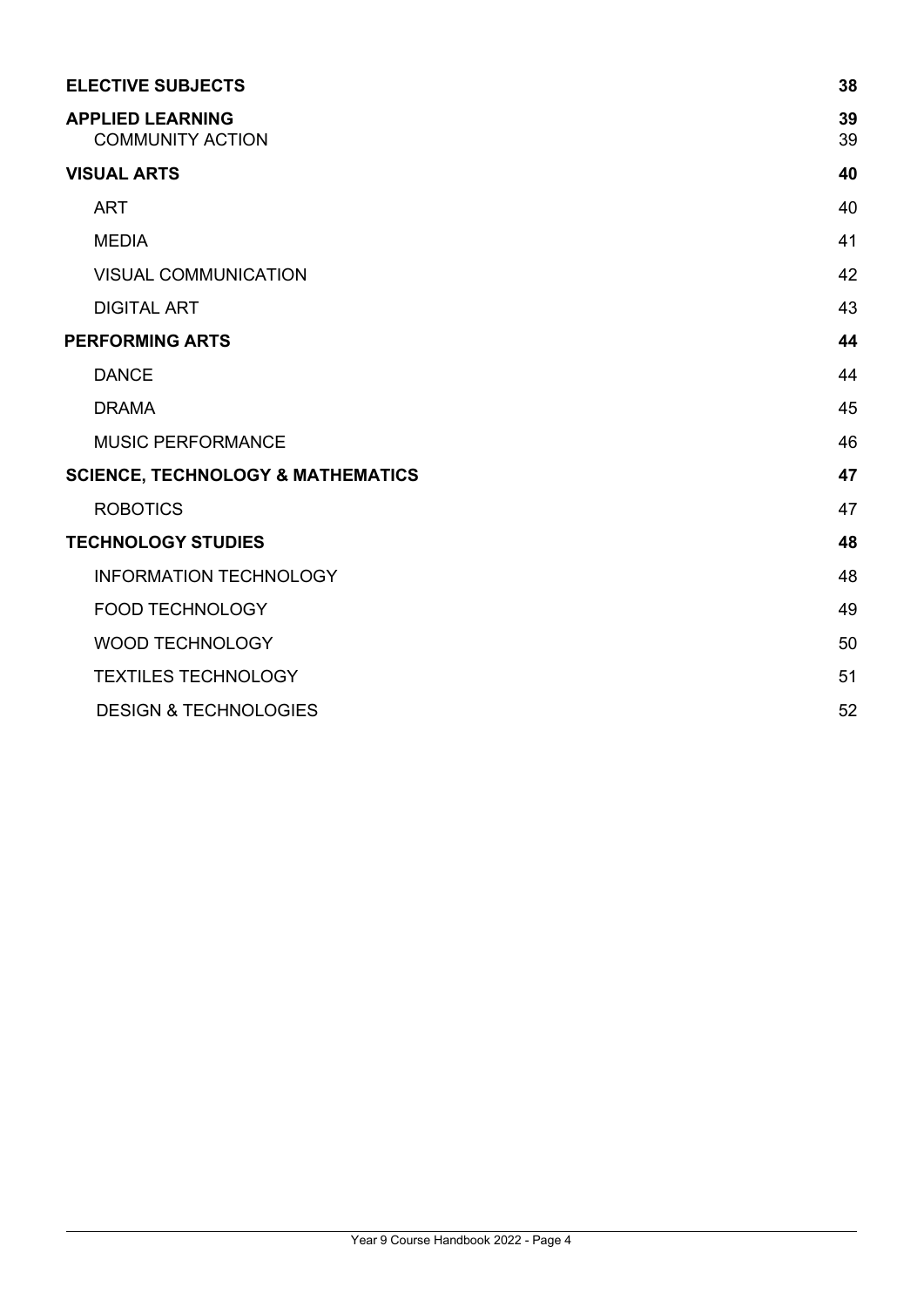| | |
|---|---|
| **ELECTIVE SUBJECTS** | **38** |
| **APPLIED LEARNING** | **39** |
| COMMUNITY ACTION | 39 |
| **VISUAL ARTS** | **40** |
| ART | 40 |
| MEDIA | 41 |
| VISUAL COMMUNICATION | 42 |
| DIGITAL ART | 43 |
| **PERFORMING ARTS** | **44** |
| DANCE | 44 |
| DRAMA | 45 |
| MUSIC PERFORMANCE | 46 |
| **SCIENCE, TECHNOLOGY & MATHEMATICS** | **47** |
| ROBOTICS | 47 |
| **TECHNOLOGY STUDIES** | **48** |
| INFORMATION TECHNOLOGY | 48 |
| FOOD TECHNOLOGY | 49 |
| WOOD TECHNOLOGY | 50 |
| TEXTILES TECHNOLOGY | 51 |
| DESIGN & TECHNOLOGIES | 52 |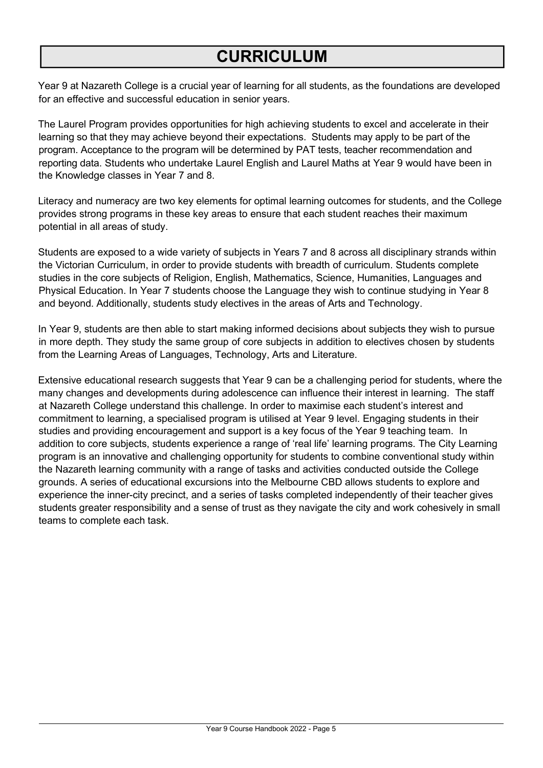# CURRICULUM

Year 9 at Nazareth College is a crucial year of learning for all students, as the foundations are developed for an effective and successful education in senior years.

The Laurel Program provides opportunities for high achieving students to excel and accelerate in their learning so that they may achieve beyond their expectations. Students may apply to be part of the program. Acceptance to the program will be determined by PAT tests, teacher recommendation and reporting data. Students who undertake Laurel English and Laurel Maths at Year 9 would have been in the Knowledge classes in Year 7 and 8.

Literacy and numeracy are two key elements for optimal learning outcomes for students, and the College provides strong programs in these key areas to ensure that each student reaches their maximum potential in all areas of study.

Students are exposed to a wide variety of subjects in Years 7 and 8 across all disciplinary strands within the Victorian Curriculum, in order to provide students with breadth of curriculum. Students complete studies in the core subjects of Religion, English, Mathematics, Science, Humanities, Languages and Physical Education. In Year 7 students choose the Language they wish to continue studying in Year 8 and beyond. Additionally, students study electives in the areas of Arts and Technology.

In Year 9, students are then able to start making informed decisions about subjects they wish to pursue in more depth. They study the same group of core subjects in addition to electives chosen by students from the Learning Areas of Languages, Technology, Arts and Literature.

Extensive educational research suggests that Year 9 can be a challenging period for students, where the many changes and developments during adolescence can influence their interest in learning. The staff at Nazareth College understand this challenge. In order to maximise each student's interest and commitment to learning, a specialised program is utilised at Year 9 level. Engaging students in their studies and providing encouragement and support is a key focus of the Year 9 teaching team. In addition to core subjects, students experience a range of 'real life' learning programs. The City Learning program is an innovative and challenging opportunity for students to combine conventional study within the Nazareth learning community with a range of tasks and activities conducted outside the College grounds. A series of educational excursions into the Melbourne CBD allows students to explore and experience the inner-city precinct, and a series of tasks completed independently of their teacher gives students greater responsibility and a sense of trust as they navigate the city and work cohesively in small teams to complete each task.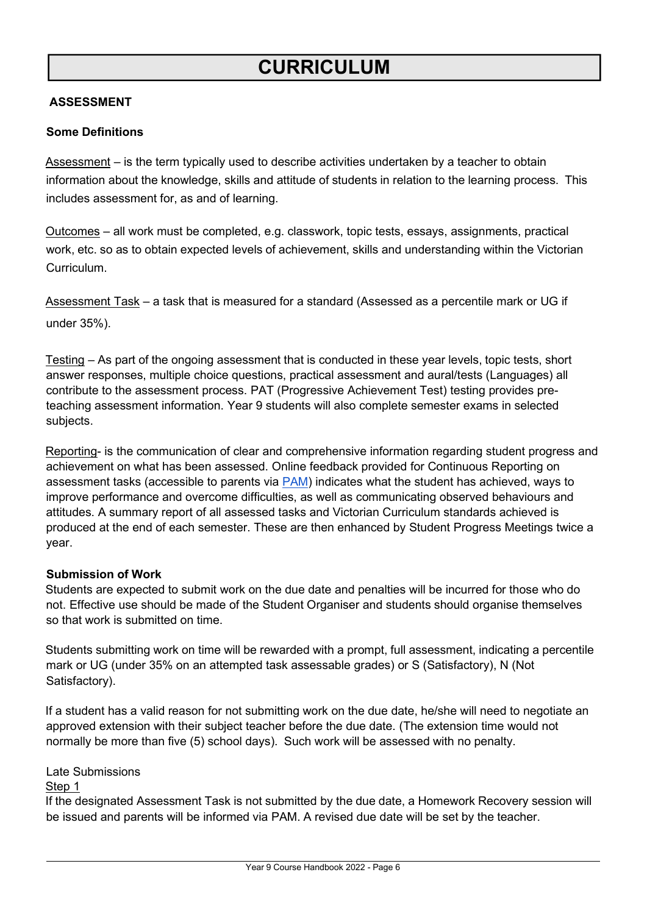# CURRICULUM

## ASSESSMENT

### Some Definitions

Assessment – is the term typically used to describe activities undertaken by a teacher to obtain information about the knowledge, skills and attitude of students in relation to the learning process. This includes assessment for, as and of learning.

Outcomes – all work must be completed, e.g. classwork, topic tests, essays, assignments, practical work, etc. so as to obtain expected levels of achievement, skills and understanding within the Victorian Curriculum.

Assessment Task – a task that is measured for a standard (Assessed as a percentile mark or UG if under 35%).

Testing – As part of the ongoing assessment that is conducted in these year levels, topic tests, short answer responses, multiple choice questions, practical assessment and aural/tests (Languages) all contribute to the assessment process. PAT (Progressive Achievement Test) testing provides pre-teaching assessment information. Year 9 students will also complete semester exams in selected subjects.

Reporting- is the communication of clear and comprehensive information regarding student progress and achievement on what has been assessed. Online feedback provided for Continuous Reporting on assessment tasks (accessible to parents via PAM) indicates what the student has achieved, ways to improve performance and overcome difficulties, as well as communicating observed behaviours and attitudes. A summary report of all assessed tasks and Victorian Curriculum standards achieved is produced at the end of each semester. These are then enhanced by Student Progress Meetings twice a year.

### Submission of Work

Students are expected to submit work on the due date and penalties will be incurred for those who do not. Effective use should be made of the Student Organiser and students should organise themselves so that work is submitted on time.

Students submitting work on time will be rewarded with a prompt, full assessment, indicating a percentile mark or UG (under 35% on an attempted task assessable grades) or S (Satisfactory), N (Not Satisfactory).

If a student has a valid reason for not submitting work on the due date, he/she will need to negotiate an approved extension with their subject teacher before the due date. (The extension time would not normally be more than five (5) school days). Such work will be assessed with no penalty.

Late Submissions

Step 1

If the designated Assessment Task is not submitted by the due date, a Homework Recovery session will be issued and parents will be informed via PAM. A revised due date will be set by the teacher.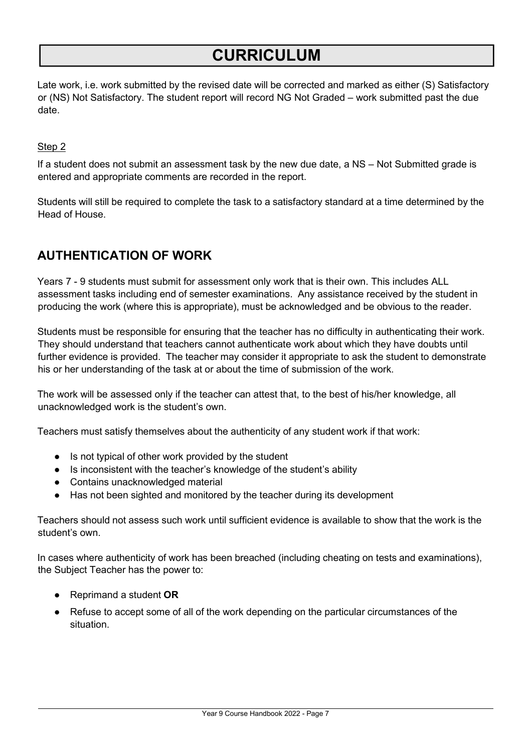# CURRICULUM

Late work, i.e. work submitted by the revised date will be corrected and marked as either (S) Satisfactory or (NS) Not Satisfactory. The student report will record NG Not Graded – work submitted past the due date.

Step 2

If a student does not submit an assessment task by the new due date, a NS – Not Submitted grade is entered and appropriate comments are recorded in the report.

Students will still be required to complete the task to a satisfactory standard at a time determined by the Head of House.

## AUTHENTICATION OF WORK

Years 7 - 9 students must submit for assessment only work that is their own. This includes ALL assessment tasks including end of semester examinations. Any assistance received by the student in producing the work (where this is appropriate), must be acknowledged and be obvious to the reader.

Students must be responsible for ensuring that the teacher has no difficulty in authenticating their work. They should understand that teachers cannot authenticate work about which they have doubts until further evidence is provided. The teacher may consider it appropriate to ask the student to demonstrate his or her understanding of the task at or about the time of submission of the work.

The work will be assessed only if the teacher can attest that, to the best of his/her knowledge, all unacknowledged work is the student's own.

Teachers must satisfy themselves about the authenticity of any student work if that work:

- Is not typical of other work provided by the student
- Is inconsistent with the teacher's knowledge of the student's ability
- Contains unacknowledged material
- Has not been sighted and monitored by the teacher during its development

Teachers should not assess such work until sufficient evidence is available to show that the work is the student's own.

In cases where authenticity of work has been breached (including cheating on tests and examinations), the Subject Teacher has the power to:

- Reprimand a student **OR**
- Refuse to accept some of all of the work depending on the particular circumstances of the situation.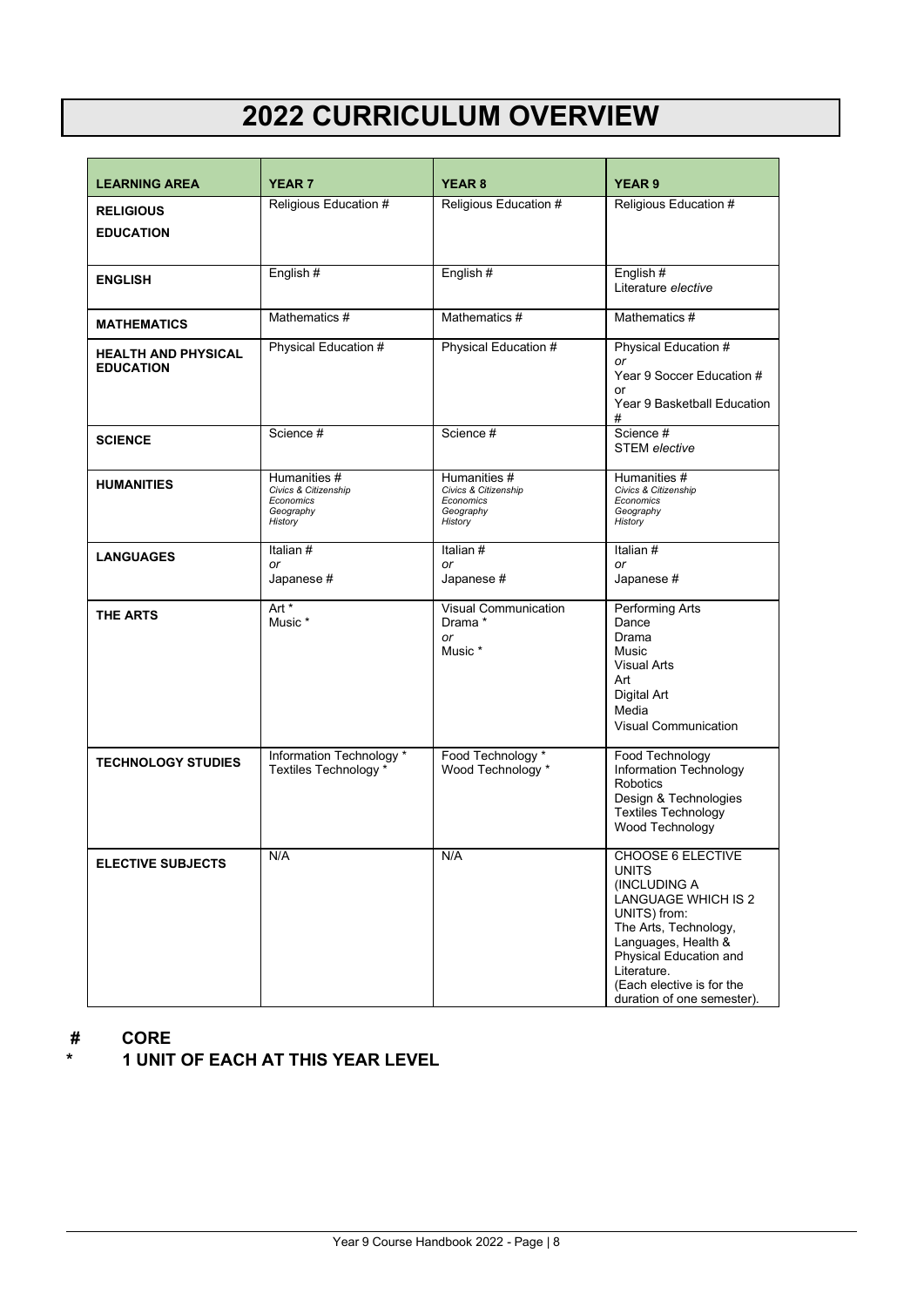# 2022 CURRICULUM OVERVIEW

| LEARNING AREA | YEAR 7 | YEAR 8 | YEAR 9 |
|---|---|---|---|
| **RELIGIOUS EDUCATION** | Religious Education # | Religious Education # | Religious Education # |
| **ENGLISH** | English # | English # | English #<br>Literature *elective* |
| **MATHEMATICS** | Mathematics # | Mathematics # | Mathematics # |
| **HEALTH AND PHYSICAL EDUCATION** | Physical Education # | Physical Education # | Physical Education #<br>*or*<br>Year 9 Soccer Education #<br>or<br>Year 9 Basketball Education # |
| **SCIENCE** | Science # | Science # | Science #<br>STEM *elective* |
| **HUMANITIES** | Humanities #<br>*Civics & Citizenship*<br>*Economics*<br>*Geography*<br>*History* | Humanities #<br>*Civics & Citizenship*<br>*Economics*<br>*Geography*<br>*History* | Humanities #<br>*Civics & Citizenship*<br>*Economics*<br>*Geography*<br>*History* |
| **LANGUAGES** | Italian #<br>*or*<br>Japanese # | Italian #<br>*or*<br>Japanese # | Italian #<br>*or*<br>Japanese # |
| **THE ARTS** | Art *<br>Music * | Visual Communication<br>Drama *<br>*or*<br>Music * | Performing Arts<br>Dance<br>Drama<br>Music<br>Visual Arts<br>Art<br>Digital Art<br>Media<br>Visual Communication |
| **TECHNOLOGY STUDIES** | Information Technology *<br>Textiles Technology * | Food Technology *<br>Wood Technology * | Food Technology<br>Information Technology<br>Robotics<br>Design & Technologies<br>Textiles Technology<br>Wood Technology |
| **ELECTIVE SUBJECTS** | N/A | N/A | CHOOSE 6 ELECTIVE UNITS (INCLUDING A LANGUAGE WHICH IS 2 UNITS) from:<br>The Arts, Technology, Languages, Health & Physical Education and Literature.<br>(Each elective is for the duration of one semester). |

**#	CORE**

***	1 UNIT OF EACH AT THIS YEAR LEVEL**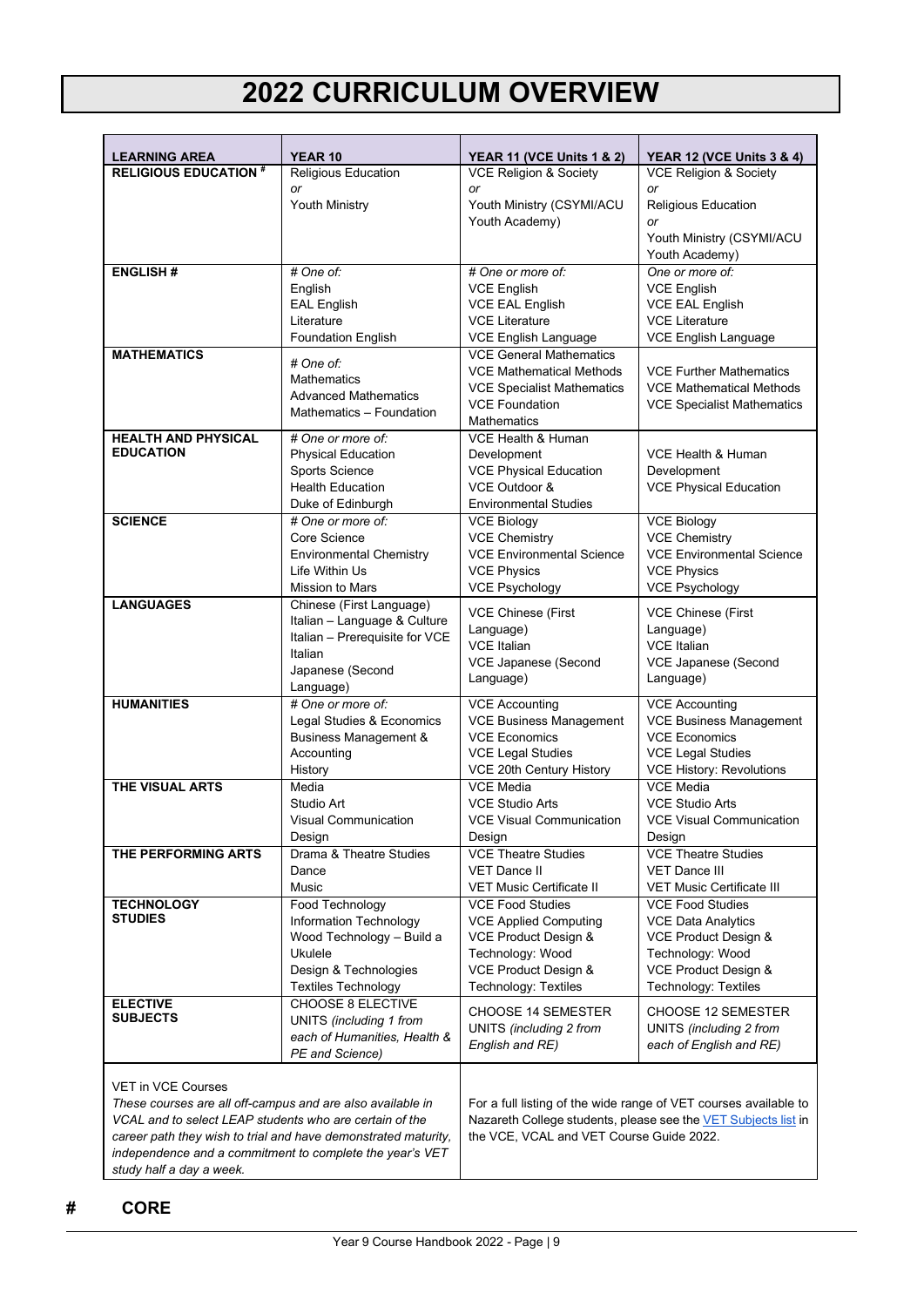# 2022 CURRICULUM OVERVIEW

| LEARNING AREA | YEAR 10 | YEAR 11 (VCE Units 1 & 2) | YEAR 12 (VCE Units 3 & 4) |
|---|---|---|---|
| **RELIGIOUS EDUCATION #** | Religious Education<br>*or*<br>Youth Ministry | VCE Religion & Society<br>*or*<br>Youth Ministry (CSYMI/ACU Youth Academy) | VCE Religion & Society<br>*or*<br>Religious Education<br>*or*<br>Youth Ministry (CSYMI/ACU Youth Academy) |
| **ENGLISH #** | *# One of:*<br>English<br>EAL English<br>Literature<br>Foundation English | *# One or more of:*<br>VCE English<br>VCE EAL English<br>VCE Literature<br>VCE English Language | *One or more of:*<br>VCE English<br>VCE EAL English<br>VCE Literature<br>VCE English Language |
| **MATHEMATICS** | *# One of:*<br>Mathematics<br>Advanced Mathematics<br>Mathematics – Foundation | VCE General Mathematics<br>VCE Mathematical Methods<br>VCE Specialist Mathematics<br>VCE Foundation Mathematics | VCE Further Mathematics<br>VCE Mathematical Methods<br>VCE Specialist Mathematics |
| **HEALTH AND PHYSICAL EDUCATION** | *# One or more of:*<br>Physical Education<br>Sports Science<br>Health Education<br>Duke of Edinburgh | VCE Health & Human Development<br>VCE Physical Education<br>VCE Outdoor & Environmental Studies | VCE Health & Human Development<br>VCE Physical Education |
| **SCIENCE** | *# One or more of:*<br>Core Science<br>Environmental Chemistry<br>Life Within Us<br>Mission to Mars | VCE Biology<br>VCE Chemistry<br>VCE Environmental Science<br>VCE Physics<br>VCE Psychology | VCE Biology<br>VCE Chemistry<br>VCE Environmental Science<br>VCE Physics<br>VCE Psychology |
| **LANGUAGES** | Chinese (First Language)<br>Italian – Language & Culture<br>Italian – Prerequisite for VCE Italian<br>Japanese (Second Language) | VCE Chinese (First Language)<br>VCE Italian<br>VCE Japanese (Second Language) | VCE Chinese (First Language)<br>VCE Italian<br>VCE Japanese (Second Language) |
| **HUMANITIES** | *# One or more of:*<br>Legal Studies & Economics<br>Business Management & Accounting<br>History | VCE Accounting<br>VCE Business Management<br>VCE Economics<br>VCE Legal Studies<br>VCE 20th Century History | VCE Accounting<br>VCE Business Management<br>VCE Economics<br>VCE Legal Studies<br>VCE History: Revolutions |
| **THE VISUAL ARTS** | Media<br>Studio Art<br>Visual Communication Design | VCE Media<br>VCE Studio Arts<br>VCE Visual Communication Design | VCE Media<br>VCE Studio Arts<br>VCE Visual Communication Design |
| **THE PERFORMING ARTS** | Drama & Theatre Studies<br>Dance<br>Music | VCE Theatre Studies<br>VET Dance II<br>VET Music Certificate II | VCE Theatre Studies<br>VET Dance III<br>VET Music Certificate III |
| **TECHNOLOGY STUDIES** | Food Technology<br>Information Technology<br>Wood Technology – Build a Ukulele<br>Design & Technologies<br>Textiles Technology | VCE Food Studies<br>VCE Applied Computing<br>VCE Product Design & Technology: Wood<br>VCE Product Design & Technology: Textiles | VCE Food Studies<br>VCE Data Analytics<br>VCE Product Design & Technology: Wood<br>VCE Product Design & Technology: Textiles |
| **ELECTIVE SUBJECTS** | CHOOSE 8 ELECTIVE UNITS *(including 1 from each of Humanities, Health & PE and Science)* | CHOOSE 14 SEMESTER UNITS *(including 2 from English and RE)* | CHOOSE 12 SEMESTER UNITS *(including 2 from each of English and RE)* |
| VET in VCE Courses<br>*These courses are all off-campus and are also available in VCAL and to select LEAP students who are certain of the career path they wish to trial and have demonstrated maturity, independence and a commitment to complete the year's VET study half a day a week.* | | For a full listing of the wide range of VET courses available to Nazareth College students, please see the VET Subjects list in the VCE, VCAL and VET Course Guide 2022. | |

**# CORE**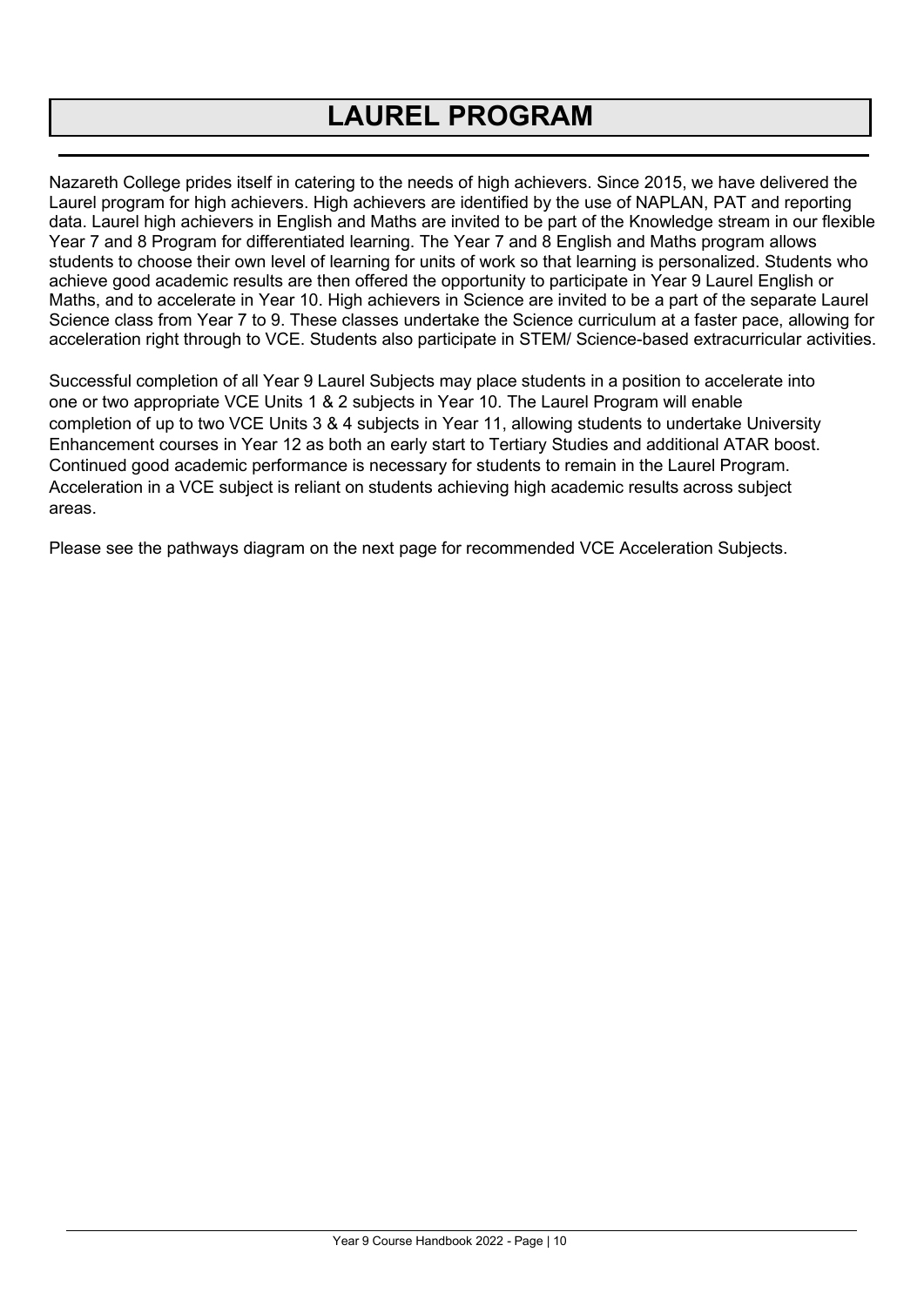# LAUREL PROGRAM

Nazareth College prides itself in catering to the needs of high achievers. Since 2015, we have delivered the Laurel program for high achievers. High achievers are identified by the use of NAPLAN, PAT and reporting data. Laurel high achievers in English and Maths are invited to be part of the Knowledge stream in our flexible Year 7 and 8 Program for differentiated learning. The Year 7 and 8 English and Maths program allows students to choose their own level of learning for units of work so that learning is personalized. Students who achieve good academic results are then offered the opportunity to participate in Year 9 Laurel English or Maths, and to accelerate in Year 10. High achievers in Science are invited to be a part of the separate Laurel Science class from Year 7 to 9. These classes undertake the Science curriculum at a faster pace, allowing for acceleration right through to VCE. Students also participate in STEM/ Science-based extracurricular activities.

Successful completion of all Year 9 Laurel Subjects may place students in a position to accelerate into one or two appropriate VCE Units 1 & 2 subjects in Year 10. The Laurel Program will enable completion of up to two VCE Units 3 & 4 subjects in Year 11, allowing students to undertake University Enhancement courses in Year 12 as both an early start to Tertiary Studies and additional ATAR boost. Continued good academic performance is necessary for students to remain in the Laurel Program. Acceleration in a VCE subject is reliant on students achieving high academic results across subject areas.

Please see the pathways diagram on the next page for recommended VCE Acceleration Subjects.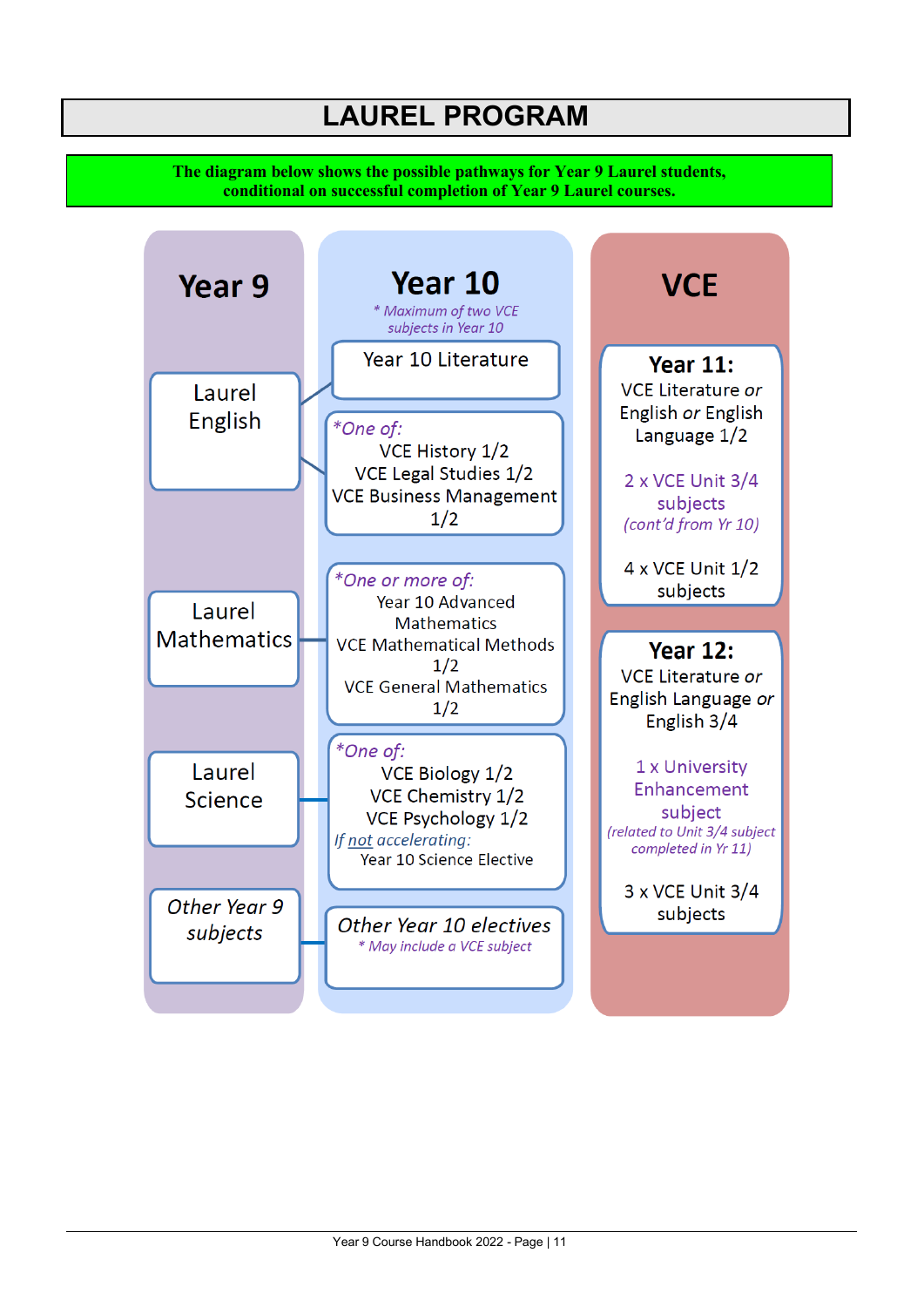# LAUREL PROGRAM

**The diagram below shows the possible pathways for Year 9 Laurel students, conditional on successful completion of Year 9 Laurel courses.**

## Year 9

- Laurel English
- Laurel Mathematics
- Laurel Science
- *Other Year 9 subjects*

## Year 10

*\* Maximum of two VCE subjects in Year 10*

- Year 10 Literature
- *\*One of:*
  - VCE History 1/2
  - VCE Legal Studies 1/2
  - VCE Business Management 1/2
- *\*One or more of:*
  - Year 10 Advanced Mathematics
  - VCE Mathematical Methods 1/2
  - VCE General Mathematics 1/2
- *\*One of:*
  - VCE Biology 1/2
  - VCE Chemistry 1/2
  - VCE Psychology 1/2
  - *If not accelerating:* Year 10 Science Elective
- *Other Year 10 electives*
  - *\* May include a VCE subject*

## VCE

### Year 11:

VCE Literature *or* English *or* English Language 1/2

2 x VCE Unit 3/4 subjects *(cont'd from Yr 10)*

4 x VCE Unit 1/2 subjects

### Year 12:

VCE Literature *or* English Language *or* English 3/4

1 x University Enhancement subject *(related to Unit 3/4 subject completed in Yr 11)*

3 x VCE Unit 3/4 subjects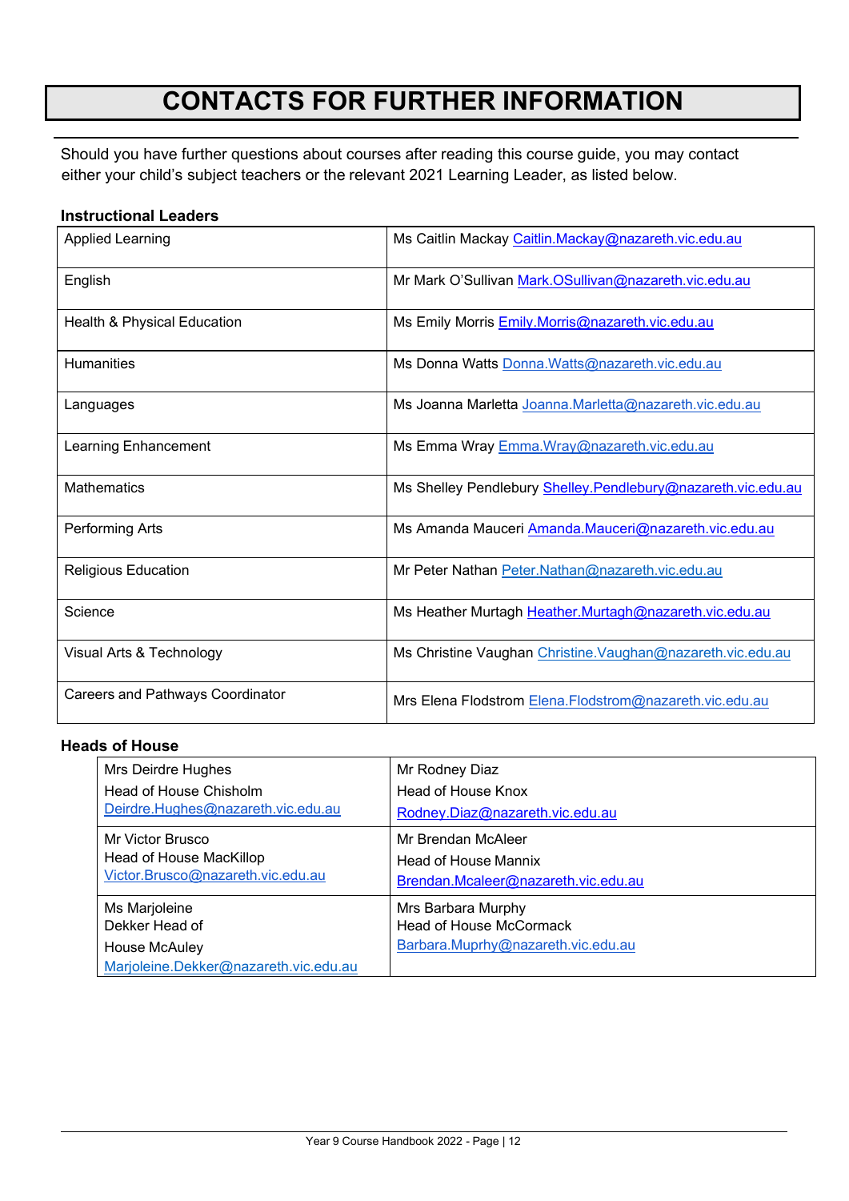# CONTACTS FOR FURTHER INFORMATION

Should you have further questions about courses after reading this course guide, you may contact either your child's subject teachers or the relevant 2021 Learning Leader, as listed below.

**Instructional Leaders**

| | |
|---|---|
| Applied Learning | Ms Caitlin Mackay Caitlin.Mackay@nazareth.vic.edu.au |
| English | Mr Mark O'Sullivan Mark.OSullivan@nazareth.vic.edu.au |
| Health & Physical Education | Ms Emily Morris Emily.Morris@nazareth.vic.edu.au |
| Humanities | Ms Donna Watts Donna.Watts@nazareth.vic.edu.au |
| Languages | Ms Joanna Marletta Joanna.Marletta@nazareth.vic.edu.au |
| Learning Enhancement | Ms Emma Wray Emma.Wray@nazareth.vic.edu.au |
| Mathematics | Ms Shelley Pendlebury Shelley.Pendlebury@nazareth.vic.edu.au |
| Performing Arts | Ms Amanda Mauceri Amanda.Mauceri@nazareth.vic.edu.au |
| Religious Education | Mr Peter Nathan Peter.Nathan@nazareth.vic.edu.au |
| Science | Ms Heather Murtagh Heather.Murtagh@nazareth.vic.edu.au |
| Visual Arts & Technology | Ms Christine Vaughan Christine.Vaughan@nazareth.vic.edu.au |
| Careers and Pathways Coordinator | Mrs Elena Flodstrom Elena.Flodstrom@nazareth.vic.edu.au |

**Heads of House**

| | |
|---|---|
| Mrs Deirdre Hughes<br>Head of House Chisholm<br>Deirdre.Hughes@nazareth.vic.edu.au | Mr Rodney Diaz<br>Head of House Knox<br>Rodney.Diaz@nazareth.vic.edu.au |
| Mr Victor Brusco<br>Head of House MacKillop<br>Victor.Brusco@nazareth.vic.edu.au | Mr Brendan McAleer<br>Head of House Mannix<br>Brendan.Mcaleer@nazareth.vic.edu.au |
| Ms Marjoleine<br>Dekker Head of<br>House McAuley<br>Marjoleine.Dekker@nazareth.vic.edu.au | Mrs Barbara Murphy<br>Head of House McCormack<br>Barbara.Muprhy@nazareth.vic.edu.au |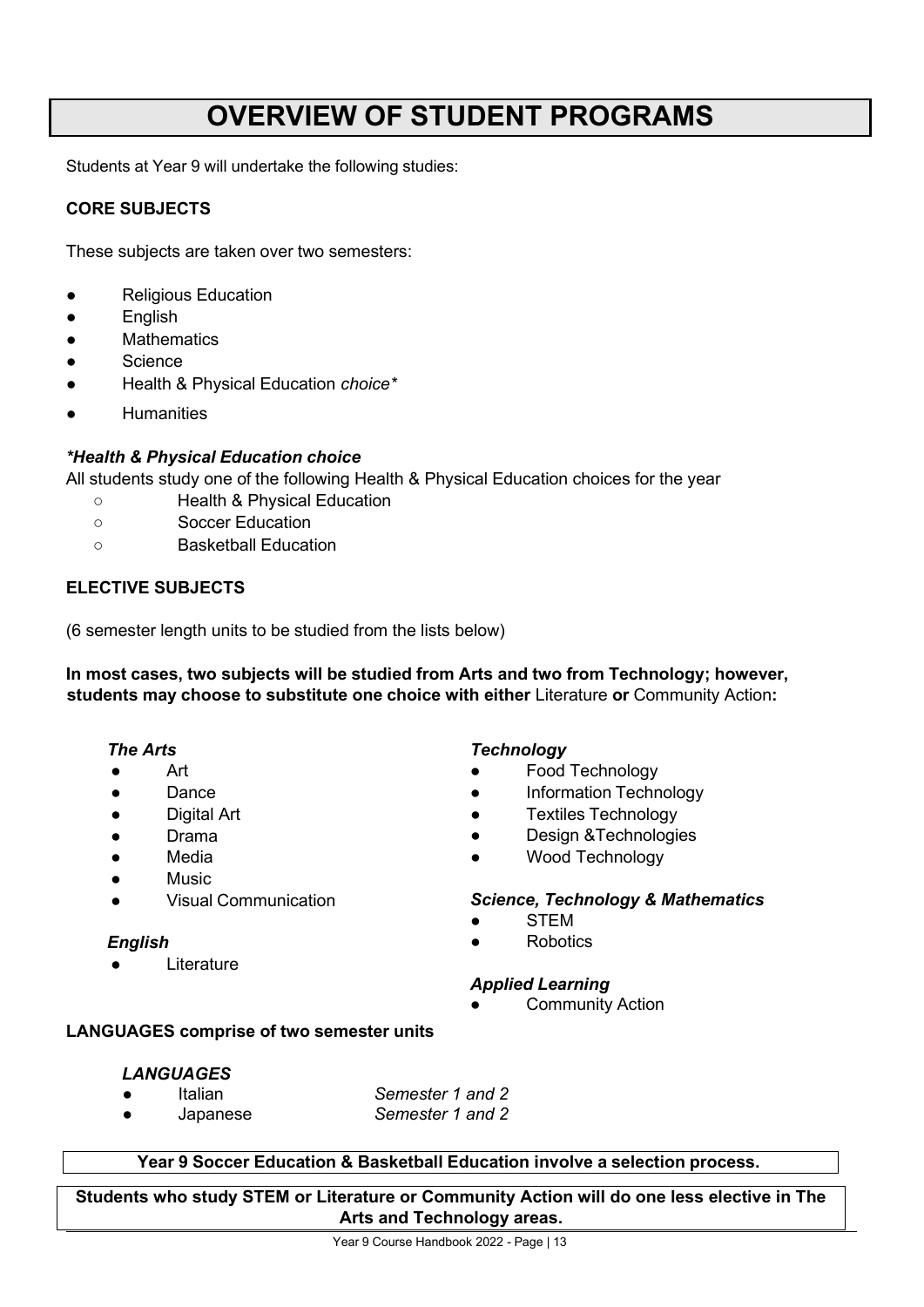# OVERVIEW OF STUDENT PROGRAMS

Students at Year 9 will undertake the following studies:

**CORE SUBJECTS**

These subjects are taken over two semesters:

- Religious Education
- English
- Mathematics
- Science
- Health & Physical Education *choice**
- Humanities

***Health & Physical Education choice***

All students study one of the following Health & Physical Education choices for the year

- Health & Physical Education
- Soccer Education
- Basketball Education

**ELECTIVE SUBJECTS**

(6 semester length units to be studied from the lists below)

**In most cases, two subjects will be studied from Arts and two from Technology; however, students may choose to substitute one choice with either** Literature **or** Community Action**:**

***The Arts***

- Art
- Dance
- Digital Art
- Drama
- Media
- Music
- Visual Communication

***English***

- Literature

***Technology***

- Food Technology
- Information Technology
- Textiles Technology
- Design &Technologies
- Wood Technology

***Science, Technology & Mathematics***

- STEM
- Robotics

***Applied Learning***

- Community Action

**LANGUAGES comprise of two semester units**

***LANGUAGES***

- Italian — *Semester 1 and 2*
- Japanese — *Semester 1 and 2*

**Year 9 Soccer Education & Basketball Education involve a selection process.**

**Students who study STEM or Literature or Community Action will do one less elective in The Arts and Technology areas.**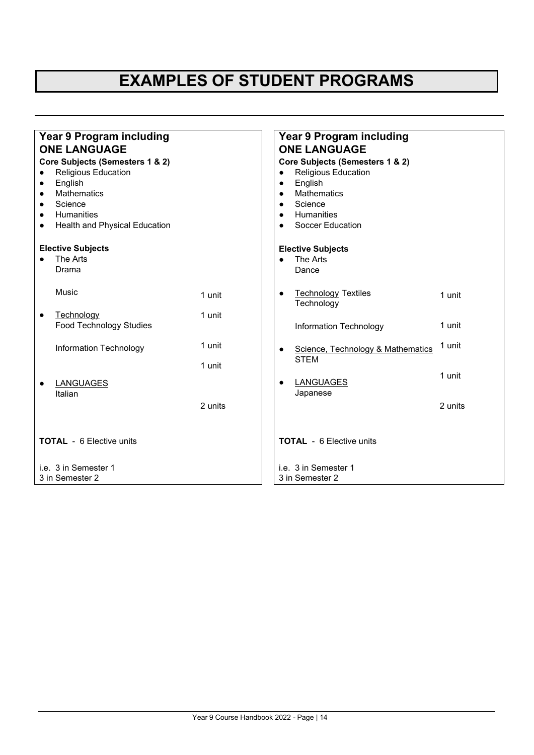# EXAMPLES OF STUDENT PROGRAMS

## Year 9 Program including ONE LANGUAGE

**Core Subjects (Semesters 1 & 2)**

- Religious Education
- English
- Mathematics
- Science
- Humanities
- Health and Physical Education

**Elective Subjects**

- The Arts
  - Drama — 1 unit
  - Music — 1 unit
- Technology
  - Food Technology Studies — 1 unit
  - Information Technology — 1 unit
- LANGUAGES
  - Italian — 2 units

**TOTAL** - 6 Elective units

i.e. 3 in Semester 1
3 in Semester 2

## Year 9 Program including ONE LANGUAGE

**Core Subjects (Semesters 1 & 2)**

- Religious Education
- English
- Mathematics
- Science
- Humanities
- Soccer Education

**Elective Subjects**

- The Arts
  - Dance — 1 unit
- Technology
  - Textiles Technology — 1 unit
  - Information Technology — 1 unit
- Science, Technology & Mathematics
  - STEM — 1 unit
- LANGUAGES
  - Japanese — 2 units

**TOTAL** - 6 Elective units

i.e. 3 in Semester 1
3 in Semester 2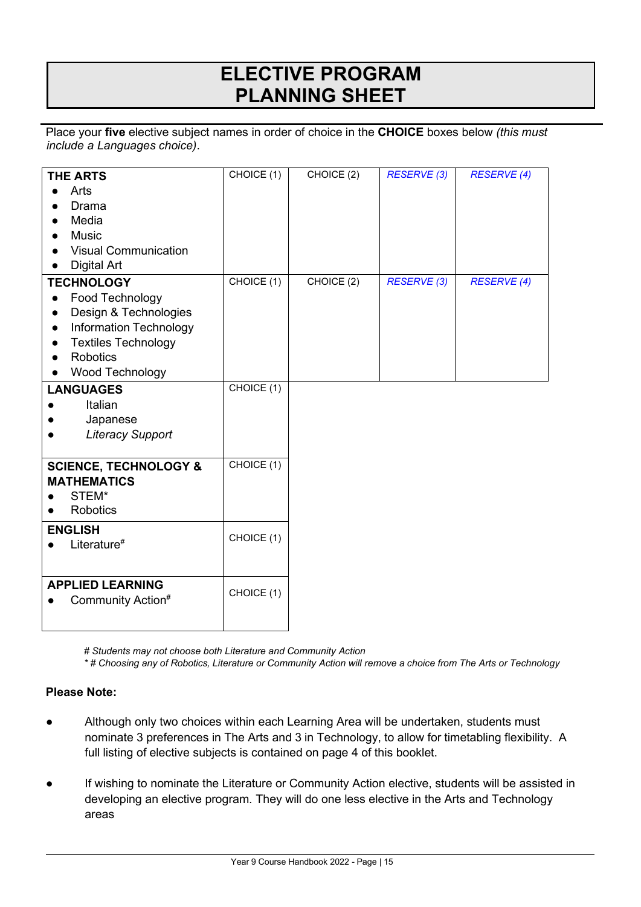# ELECTIVE PROGRAM PLANNING SHEET

Place your **five** elective subject names in order of choice in the **CHOICE** boxes below *(this must include a Languages choice)*.

| Learning Area | | | | |
|---|---|---|---|---|
| **THE ARTS**<br>• Arts<br>• Drama<br>• Media<br>• Music<br>• Visual Communication<br>• Digital Art | CHOICE (1) | CHOICE (2) | *RESERVE (3)* | *RESERVE (4)* |
| **TECHNOLOGY**<br>• Food Technology<br>• Design & Technologies<br>• Information Technology<br>• Textiles Technology<br>• Robotics<br>• Wood Technology | CHOICE (1) | CHOICE (2) | *RESERVE (3)* | *RESERVE (4)* |
| **LANGUAGES**<br>• Italian<br>• Japanese<br>• *Literacy Support* | CHOICE (1) | | | |
| **SCIENCE, TECHNOLOGY & MATHEMATICS**<br>• STEM*<br>• Robotics | CHOICE (1) | | | |
| **ENGLISH**<br>• Literature# | CHOICE (1) | | | |
| **APPLIED LEARNING**<br>• Community Action# | CHOICE (1) | | | |

*# Students may not choose both Literature and Community Action*

*\* # Choosing any of Robotics, Literature or Community Action will remove a choice from The Arts or Technology*

**Please Note:**

- Although only two choices within each Learning Area will be undertaken, students must nominate 3 preferences in The Arts and 3 in Technology, to allow for timetabling flexibility. A full listing of elective subjects is contained on page 4 of this booklet.
- If wishing to nominate the Literature or Community Action elective, students will be assisted in developing an elective program. They will do one less elective in the Arts and Technology areas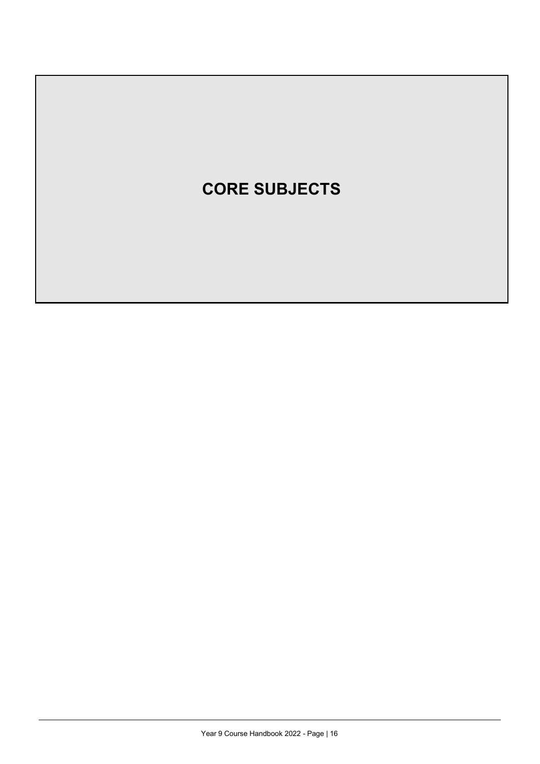# CORE SUBJECTS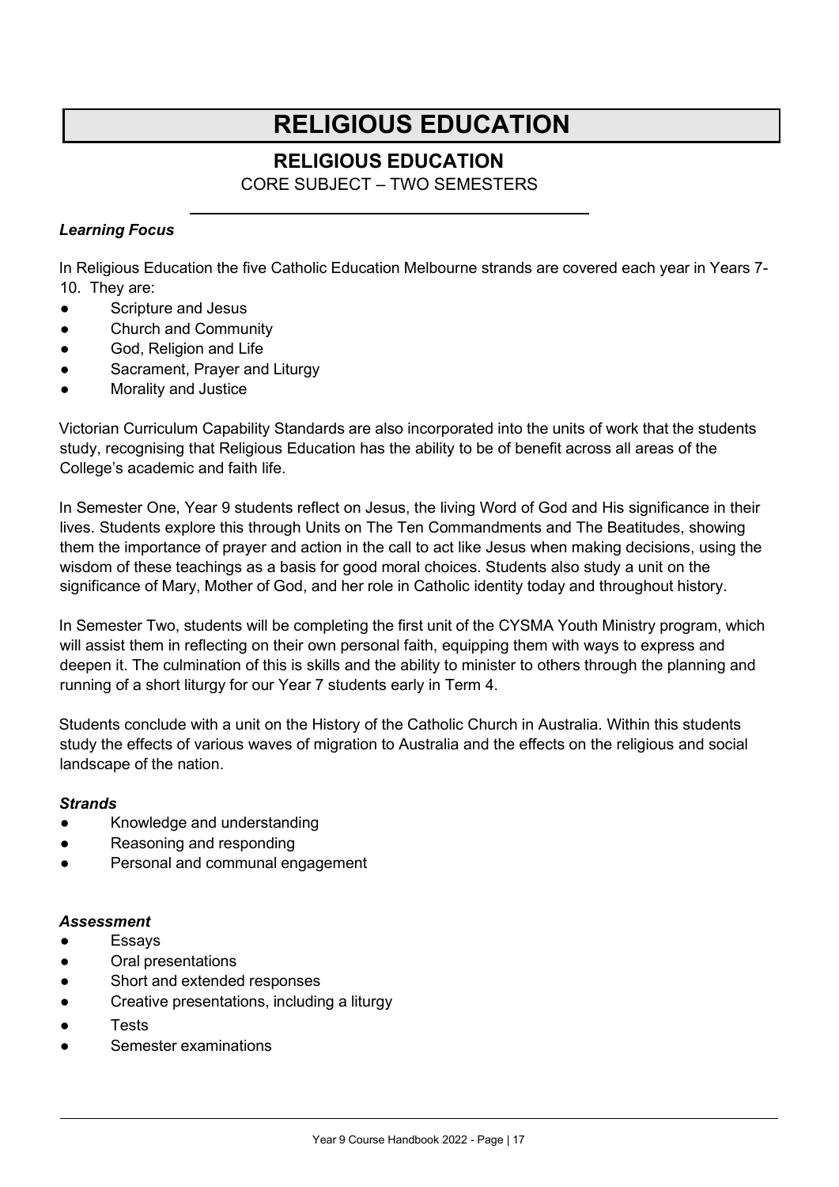# RELIGIOUS EDUCATION

## RELIGIOUS EDUCATION

CORE SUBJECT – TWO SEMESTERS

***Learning Focus***

In Religious Education the five Catholic Education Melbourne strands are covered each year in Years 7-10. They are:

- Scripture and Jesus
- Church and Community
- God, Religion and Life
- Sacrament, Prayer and Liturgy
- Morality and Justice

Victorian Curriculum Capability Standards are also incorporated into the units of work that the students study, recognising that Religious Education has the ability to be of benefit across all areas of the College's academic and faith life.

In Semester One, Year 9 students reflect on Jesus, the living Word of God and His significance in their lives. Students explore this through Units on The Ten Commandments and The Beatitudes, showing them the importance of prayer and action in the call to act like Jesus when making decisions, using the wisdom of these teachings as a basis for good moral choices. Students also study a unit on the significance of Mary, Mother of God, and her role in Catholic identity today and throughout history.

In Semester Two, students will be completing the first unit of the CYSMA Youth Ministry program, which will assist them in reflecting on their own personal faith, equipping them with ways to express and deepen it. The culmination of this is skills and the ability to minister to others through the planning and running of a short liturgy for our Year 7 students early in Term 4.

Students conclude with a unit on the History of the Catholic Church in Australia. Within this students study the effects of various waves of migration to Australia and the effects on the religious and social landscape of the nation.

***Strands***

- Knowledge and understanding
- Reasoning and responding
- Personal and communal engagement

***Assessment***

- Essays
- Oral presentations
- Short and extended responses
- Creative presentations, including a liturgy
- Tests
- Semester examinations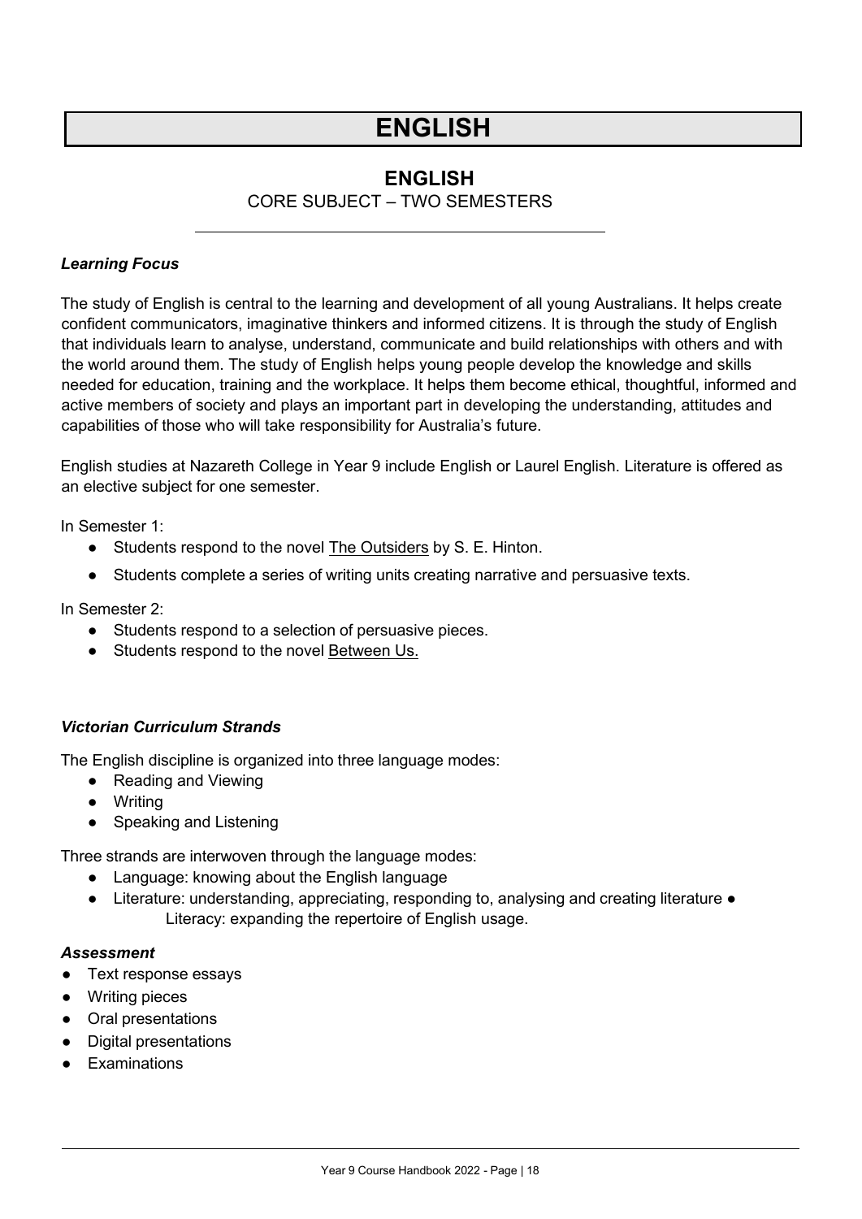# ENGLISH

## ENGLISH

CORE SUBJECT – TWO SEMESTERS

---

***Learning Focus***

The study of English is central to the learning and development of all young Australians. It helps create confident communicators, imaginative thinkers and informed citizens. It is through the study of English that individuals learn to analyse, understand, communicate and build relationships with others and with the world around them. The study of English helps young people develop the knowledge and skills needed for education, training and the workplace. It helps them become ethical, thoughtful, informed and active members of society and plays an important part in developing the understanding, attitudes and capabilities of those who will take responsibility for Australia's future.

English studies at Nazareth College in Year 9 include English or Laurel English. Literature is offered as an elective subject for one semester.

In Semester 1:

- Students respond to the novel The Outsiders by S. E. Hinton.
- Students complete a series of writing units creating narrative and persuasive texts.

In Semester 2:

- Students respond to a selection of persuasive pieces.
- Students respond to the novel Between Us.

***Victorian Curriculum Strands***

The English discipline is organized into three language modes:

- Reading and Viewing
- Writing
- Speaking and Listening

Three strands are interwoven through the language modes:

- Language: knowing about the English language
- Literature: understanding, appreciating, responding to, analysing and creating literature
- Literacy: expanding the repertoire of English usage.

***Assessment***

- Text response essays
- Writing pieces
- Oral presentations
- Digital presentations
- Examinations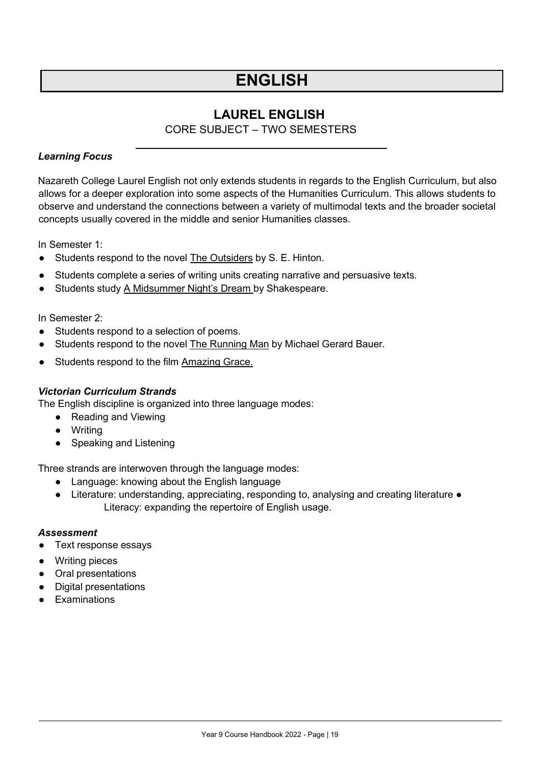# ENGLISH

## LAUREL ENGLISH

CORE SUBJECT – TWO SEMESTERS

### *Learning Focus*

Nazareth College Laurel English not only extends students in regards to the English Curriculum, but also allows for a deeper exploration into some aspects of the Humanities Curriculum. This allows students to observe and understand the connections between a variety of multimodal texts and the broader societal concepts usually covered in the middle and senior Humanities classes.

In Semester 1:

- Students respond to the novel The Outsiders by S. E. Hinton.
- Students complete a series of writing units creating narrative and persuasive texts.
- Students study A Midsummer Night's Dream by Shakespeare.

In Semester 2:

- Students respond to a selection of poems.
- Students respond to the novel The Running Man by Michael Gerard Bauer.
- Students respond to the film Amazing Grace.

### *Victorian Curriculum Strands*

The English discipline is organized into three language modes:

- Reading and Viewing
- Writing
- Speaking and Listening

Three strands are interwoven through the language modes:

- Language: knowing about the English language
- Literature: understanding, appreciating, responding to, analysing and creating literature ● Literacy: expanding the repertoire of English usage.

### *Assessment*

- Text response essays
- Writing pieces
- Oral presentations
- Digital presentations
- Examinations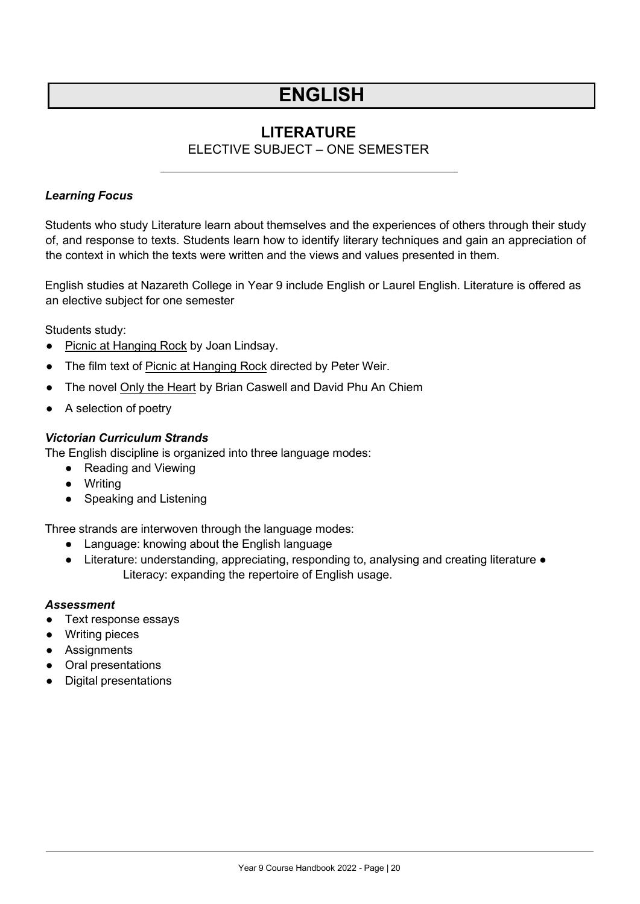# ENGLISH

## LITERATURE

ELECTIVE SUBJECT – ONE SEMESTER

***Learning Focus***

Students who study Literature learn about themselves and the experiences of others through their study of, and response to texts. Students learn how to identify literary techniques and gain an appreciation of the context in which the texts were written and the views and values presented in them.

English studies at Nazareth College in Year 9 include English or Laurel English. Literature is offered as an elective subject for one semester

Students study:

- Picnic at Hanging Rock by Joan Lindsay.
- The film text of Picnic at Hanging Rock directed by Peter Weir.
- The novel Only the Heart by Brian Caswell and David Phu An Chiem
- A selection of poetry

***Victorian Curriculum Strands***

The English discipline is organized into three language modes:

- Reading and Viewing
- Writing
- Speaking and Listening

Three strands are interwoven through the language modes:

- Language: knowing about the English language
- Literature: understanding, appreciating, responding to, analysing and creating literature
- Literacy: expanding the repertoire of English usage.

***Assessment***

- Text response essays
- Writing pieces
- Assignments
- Oral presentations
- Digital presentations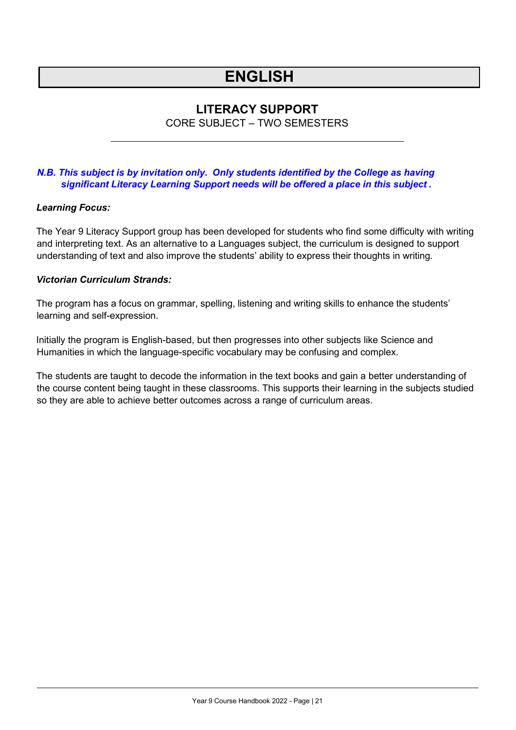# ENGLISH

## LITERACY SUPPORT

CORE SUBJECT – TWO SEMESTERS

***N.B. This subject is by invitation only. Only students identified by the College as having significant Literacy Learning Support needs will be offered a place in this subject .***

***Learning Focus:***

The Year 9 Literacy Support group has been developed for students who find some difficulty with writing and interpreting text. As an alternative to a Languages subject, the curriculum is designed to support understanding of text and also improve the students' ability to express their thoughts in writing.

***Victorian Curriculum Strands:***

The program has a focus on grammar, spelling, listening and writing skills to enhance the students' learning and self-expression.

Initially the program is English-based, but then progresses into other subjects like Science and Humanities in which the language-specific vocabulary may be confusing and complex.

The students are taught to decode the information in the text books and gain a better understanding of the course content being taught in these classrooms. This supports their learning in the subjects studied so they are able to achieve better outcomes across a range of curriculum areas.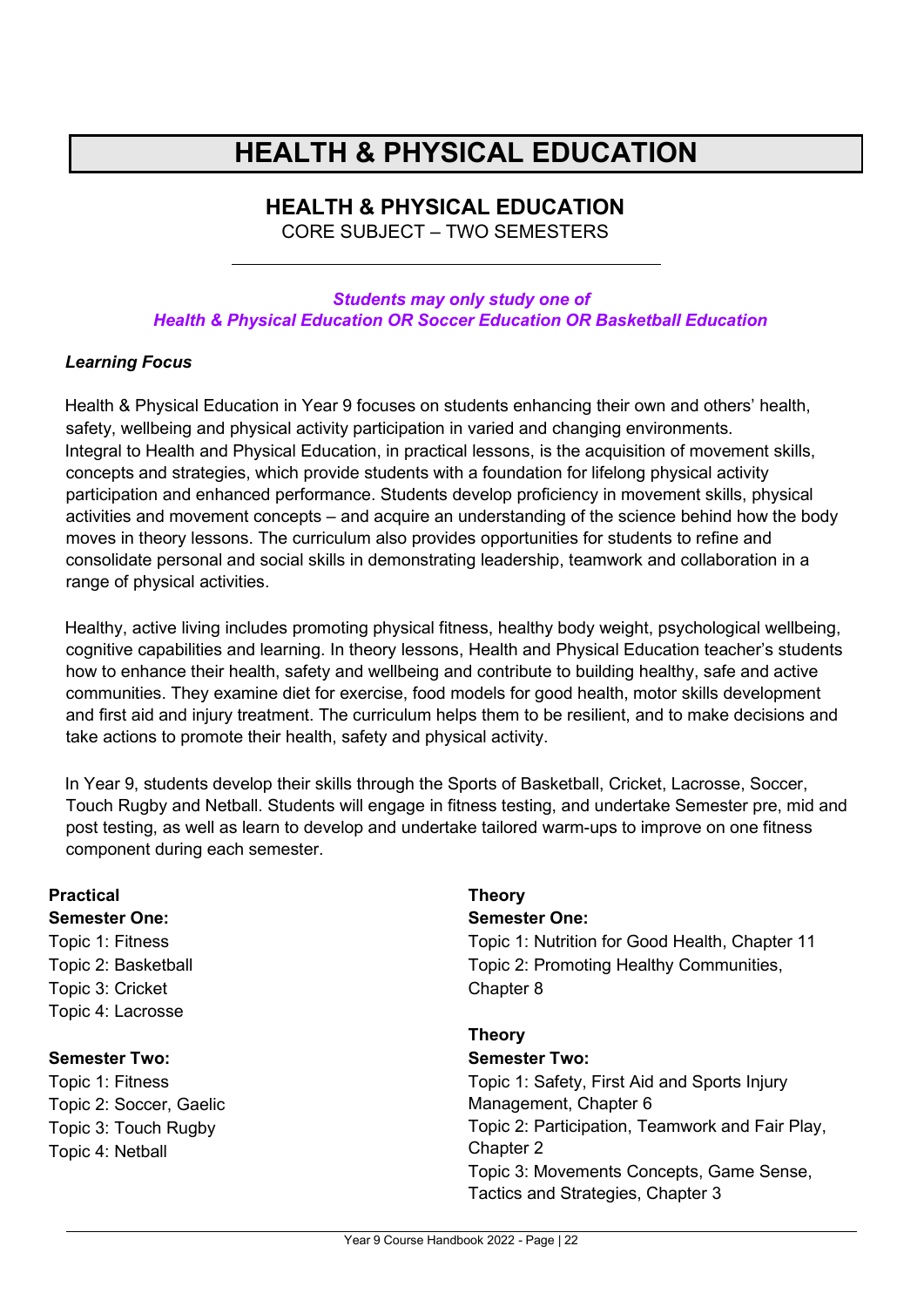# HEALTH & PHYSICAL EDUCATION

## HEALTH & PHYSICAL EDUCATION

CORE SUBJECT – TWO SEMESTERS

---

***Students may only study one of***
***Health & Physical Education OR Soccer Education OR Basketball Education***

***Learning Focus***

Health & Physical Education in Year 9 focuses on students enhancing their own and others' health, safety, wellbeing and physical activity participation in varied and changing environments. Integral to Health and Physical Education, in practical lessons, is the acquisition of movement skills, concepts and strategies, which provide students with a foundation for lifelong physical activity participation and enhanced performance. Students develop proficiency in movement skills, physical activities and movement concepts – and acquire an understanding of the science behind how the body moves in theory lessons. The curriculum also provides opportunities for students to refine and consolidate personal and social skills in demonstrating leadership, teamwork and collaboration in a range of physical activities.

Healthy, active living includes promoting physical fitness, healthy body weight, psychological wellbeing, cognitive capabilities and learning. In theory lessons, Health and Physical Education teacher's students how to enhance their health, safety and wellbeing and contribute to building healthy, safe and active communities. They examine diet for exercise, food models for good health, motor skills development and first aid and injury treatment. The curriculum helps them to be resilient, and to make decisions and take actions to promote their health, safety and physical activity.

In Year 9, students develop their skills through the Sports of Basketball, Cricket, Lacrosse, Soccer, Touch Rugby and Netball. Students will engage in fitness testing, and undertake Semester pre, mid and post testing, as well as learn to develop and undertake tailored warm-ups to improve on one fitness component during each semester.

**Practical**
**Semester One:**
Topic 1: Fitness
Topic 2: Basketball
Topic 3: Cricket
Topic 4: Lacrosse

**Semester Two:**
Topic 1: Fitness
Topic 2: Soccer, Gaelic
Topic 3: Touch Rugby
Topic 4: Netball

**Theory**
**Semester One:**
Topic 1: Nutrition for Good Health, Chapter 11
Topic 2: Promoting Healthy Communities, Chapter 8

**Theory**
**Semester Two:**
Topic 1: Safety, First Aid and Sports Injury Management, Chapter 6
Topic 2: Participation, Teamwork and Fair Play, Chapter 2
Topic 3: Movements Concepts, Game Sense, Tactics and Strategies, Chapter 3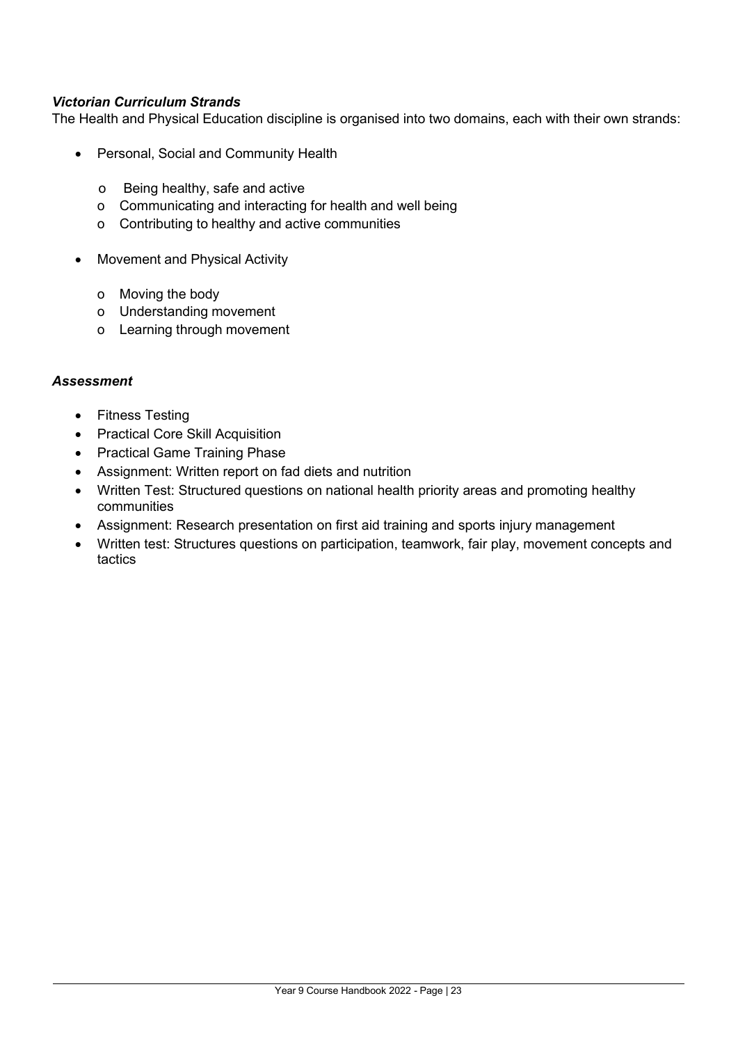***Victorian Curriculum Strands***

The Health and Physical Education discipline is organised into two domains, each with their own strands:

- Personal, Social and Community Health
  - Being healthy, safe and active
  - Communicating and interacting for health and well being
  - Contributing to healthy and active communities
- Movement and Physical Activity
  - Moving the body
  - Understanding movement
  - Learning through movement

***Assessment***

- Fitness Testing
- Practical Core Skill Acquisition
- Practical Game Training Phase
- Assignment: Written report on fad diets and nutrition
- Written Test: Structured questions on national health priority areas and promoting healthy communities
- Assignment: Research presentation on first aid training and sports injury management
- Written test: Structures questions on participation, teamwork, fair play, movement concepts and tactics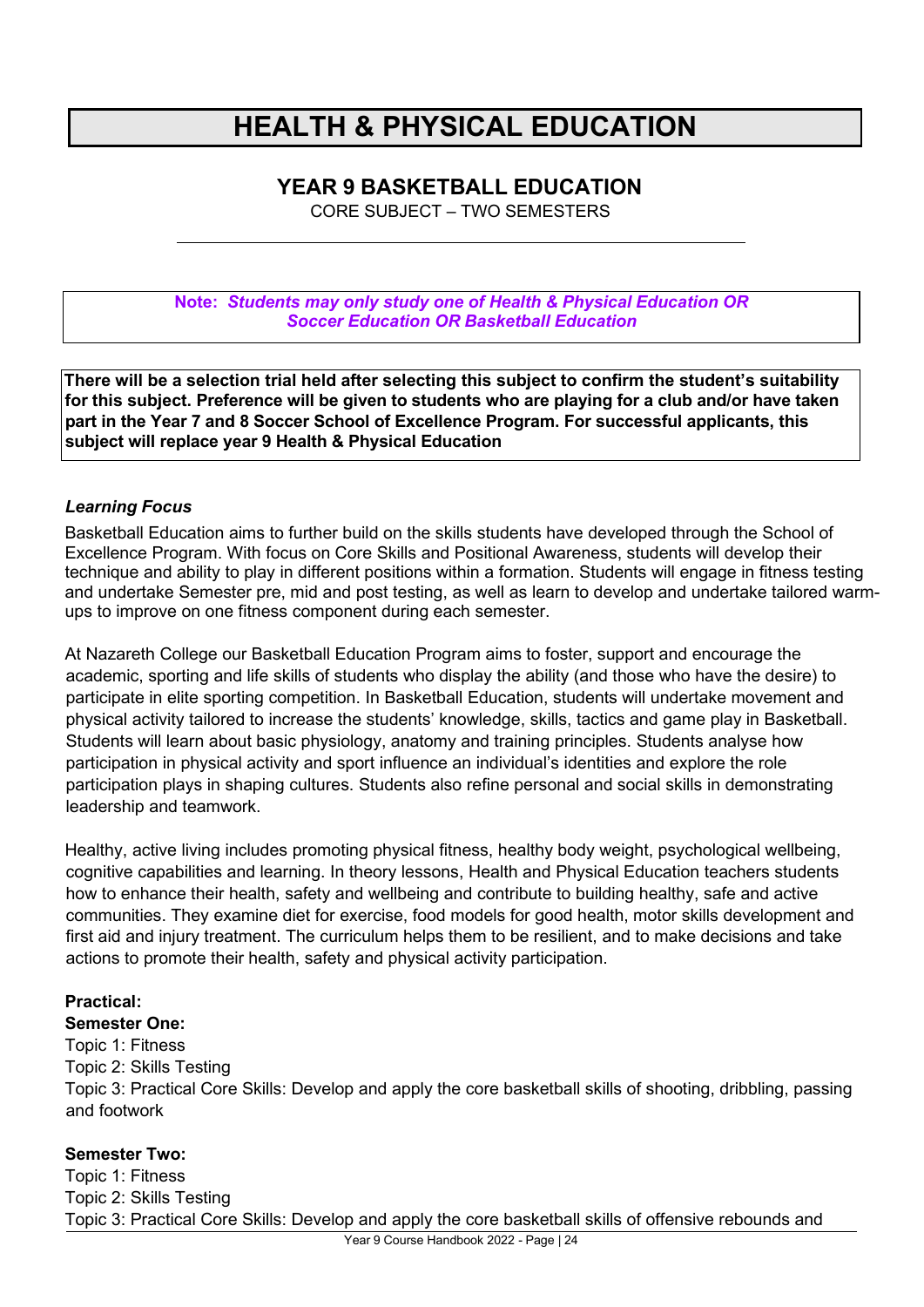# HEALTH & PHYSICAL EDUCATION

## YEAR 9 BASKETBALL EDUCATION

CORE SUBJECT – TWO SEMESTERS

---

**Note:** ***Students may only study one of Health & Physical Education OR Soccer Education OR Basketball Education***

**There will be a selection trial held after selecting this subject to confirm the student's suitability for this subject. Preference will be given to students who are playing for a club and/or have taken part in the Year 7 and 8 Soccer School of Excellence Program. For successful applicants, this subject will replace year 9 Health & Physical Education**

***Learning Focus***

Basketball Education aims to further build on the skills students have developed through the School of Excellence Program. With focus on Core Skills and Positional Awareness, students will develop their technique and ability to play in different positions within a formation. Students will engage in fitness testing and undertake Semester pre, mid and post testing, as well as learn to develop and undertake tailored warm-ups to improve on one fitness component during each semester.

At Nazareth College our Basketball Education Program aims to foster, support and encourage the academic, sporting and life skills of students who display the ability (and those who have the desire) to participate in elite sporting competition. In Basketball Education, students will undertake movement and physical activity tailored to increase the students' knowledge, skills, tactics and game play in Basketball. Students will learn about basic physiology, anatomy and training principles. Students analyse how participation in physical activity and sport influence an individual's identities and explore the role participation plays in shaping cultures. Students also refine personal and social skills in demonstrating leadership and teamwork.

Healthy, active living includes promoting physical fitness, healthy body weight, psychological wellbeing, cognitive capabilities and learning. In theory lessons, Health and Physical Education teachers students how to enhance their health, safety and wellbeing and contribute to building healthy, safe and active communities. They examine diet for exercise, food models for good health, motor skills development and first aid and injury treatment. The curriculum helps them to be resilient, and to make decisions and take actions to promote their health, safety and physical activity participation.

**Practical:**

**Semester One:**

Topic 1: Fitness
Topic 2: Skills Testing
Topic 3: Practical Core Skills: Develop and apply the core basketball skills of shooting, dribbling, passing and footwork

**Semester Two:**

Topic 1: Fitness
Topic 2: Skills Testing
Topic 3: Practical Core Skills: Develop and apply the core basketball skills of offensive rebounds and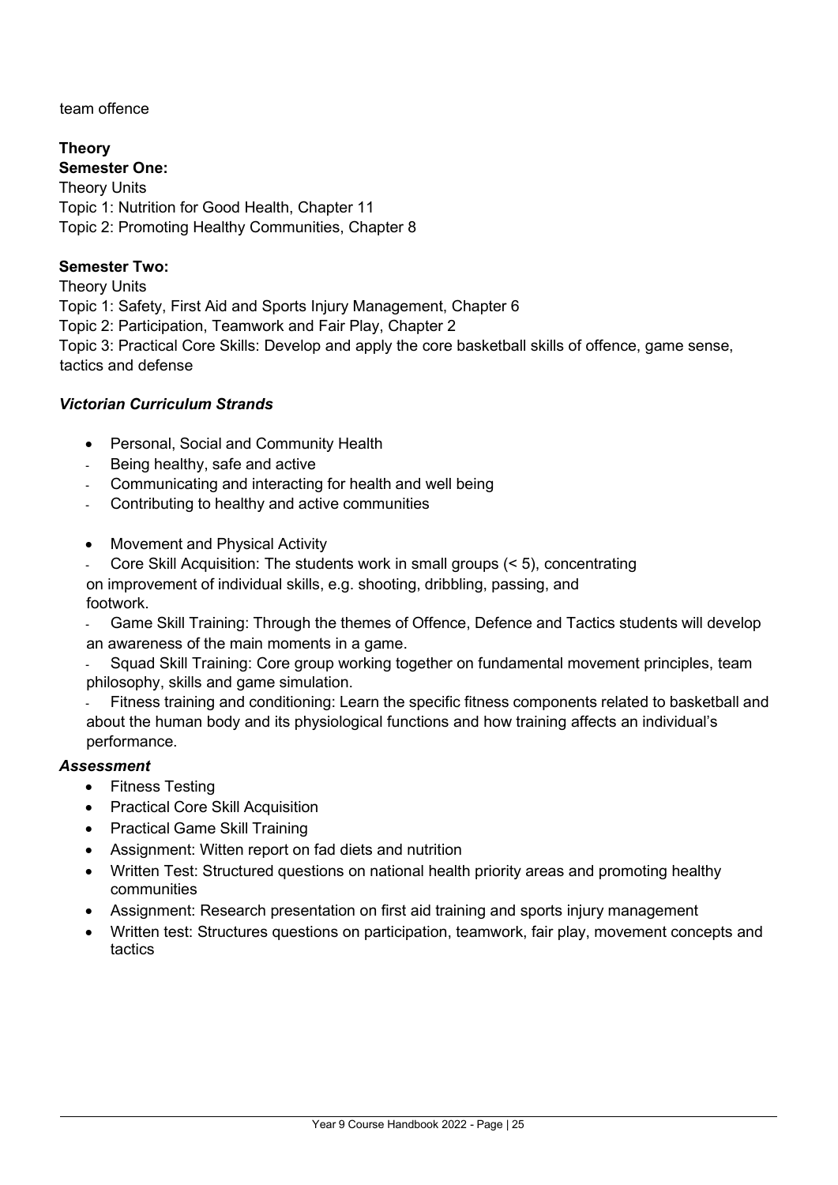team offence

**Theory**

**Semester One:**

Theory Units
Topic 1: Nutrition for Good Health, Chapter 11
Topic 2: Promoting Healthy Communities, Chapter 8

**Semester Two:**

Theory Units
Topic 1: Safety, First Aid and Sports Injury Management, Chapter 6
Topic 2: Participation, Teamwork and Fair Play, Chapter 2
Topic 3: Practical Core Skills: Develop and apply the core basketball skills of offence, game sense, tactics and defense

***Victorian Curriculum Strands***

- Personal, Social and Community Health
  - Being healthy, safe and active
  - Communicating and interacting for health and well being
  - Contributing to healthy and active communities

- Movement and Physical Activity
  - Core Skill Acquisition: The students work in small groups (< 5), concentrating on improvement of individual skills, e.g. shooting, dribbling, passing, and footwork.
  - Game Skill Training: Through the themes of Offence, Defence and Tactics students will develop an awareness of the main moments in a game.
  - Squad Skill Training: Core group working together on fundamental movement principles, team philosophy, skills and game simulation.
  - Fitness training and conditioning: Learn the specific fitness components related to basketball and about the human body and its physiological functions and how training affects an individual's performance.

***Assessment***

- Fitness Testing
- Practical Core Skill Acquisition
- Practical Game Skill Training
- Assignment: Witten report on fad diets and nutrition
- Written Test: Structured questions on national health priority areas and promoting healthy communities
- Assignment: Research presentation on first aid training and sports injury management
- Written test: Structures questions on participation, teamwork, fair play, movement concepts and tactics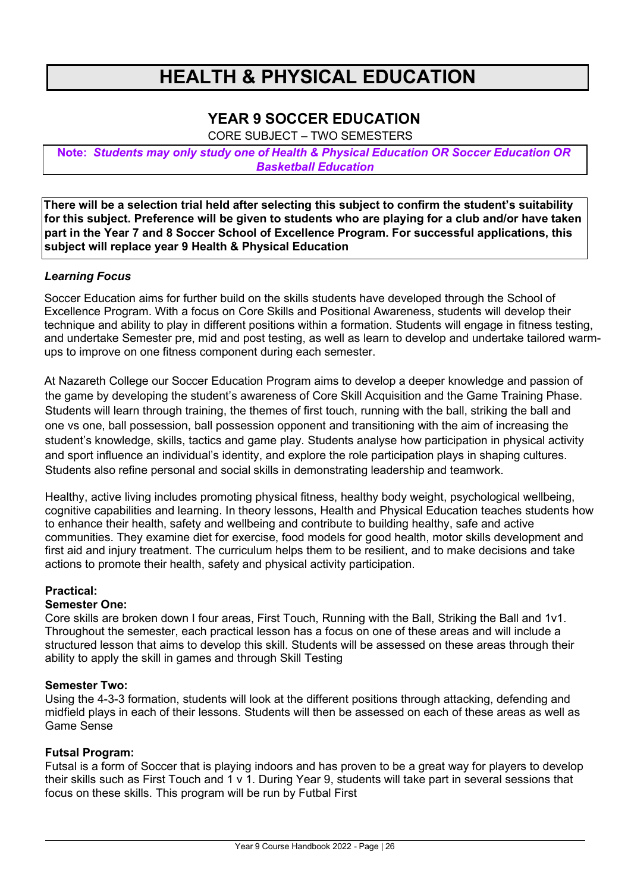# HEALTH & PHYSICAL EDUCATION

## YEAR 9 SOCCER EDUCATION

CORE SUBJECT – TWO SEMESTERS

**Note:** ***Students may only study one of Health & Physical Education OR Soccer Education OR Basketball Education***

**There will be a selection trial held after selecting this subject to confirm the student's suitability for this subject. Preference will be given to students who are playing for a club and/or have taken part in the Year 7 and 8 Soccer School of Excellence Program. For successful applications, this subject will replace year 9 Health & Physical Education**

***Learning Focus***

Soccer Education aims for further build on the skills students have developed through the School of Excellence Program. With a focus on Core Skills and Positional Awareness, students will develop their technique and ability to play in different positions within a formation. Students will engage in fitness testing, and undertake Semester pre, mid and post testing, as well as learn to develop and undertake tailored warm-ups to improve on one fitness component during each semester.

At Nazareth College our Soccer Education Program aims to develop a deeper knowledge and passion of the game by developing the student's awareness of Core Skill Acquisition and the Game Training Phase. Students will learn through training, the themes of first touch, running with the ball, striking the ball and one vs one, ball possession, ball possession opponent and transitioning with the aim of increasing the student's knowledge, skills, tactics and game play. Students analyse how participation in physical activity and sport influence an individual's identity, and explore the role participation plays in shaping cultures. Students also refine personal and social skills in demonstrating leadership and teamwork.

Healthy, active living includes promoting physical fitness, healthy body weight, psychological wellbeing, cognitive capabilities and learning. In theory lessons, Health and Physical Education teaches students how to enhance their health, safety and wellbeing and contribute to building healthy, safe and active communities. They examine diet for exercise, food models for good health, motor skills development and first aid and injury treatment. The curriculum helps them to be resilient, and to make decisions and take actions to promote their health, safety and physical activity participation.

**Practical:**

**Semester One:**

Core skills are broken down I four areas, First Touch, Running with the Ball, Striking the Ball and 1v1. Throughout the semester, each practical lesson has a focus on one of these areas and will include a structured lesson that aims to develop this skill. Students will be assessed on these areas through their ability to apply the skill in games and through Skill Testing

**Semester Two:**

Using the 4-3-3 formation, students will look at the different positions through attacking, defending and midfield plays in each of their lessons. Students will then be assessed on each of these areas as well as Game Sense

**Futsal Program:**

Futsal is a form of Soccer that is playing indoors and has proven to be a great way for players to develop their skills such as First Touch and 1 v 1. During Year 9, students will take part in several sessions that focus on these skills. This program will be run by Futbal First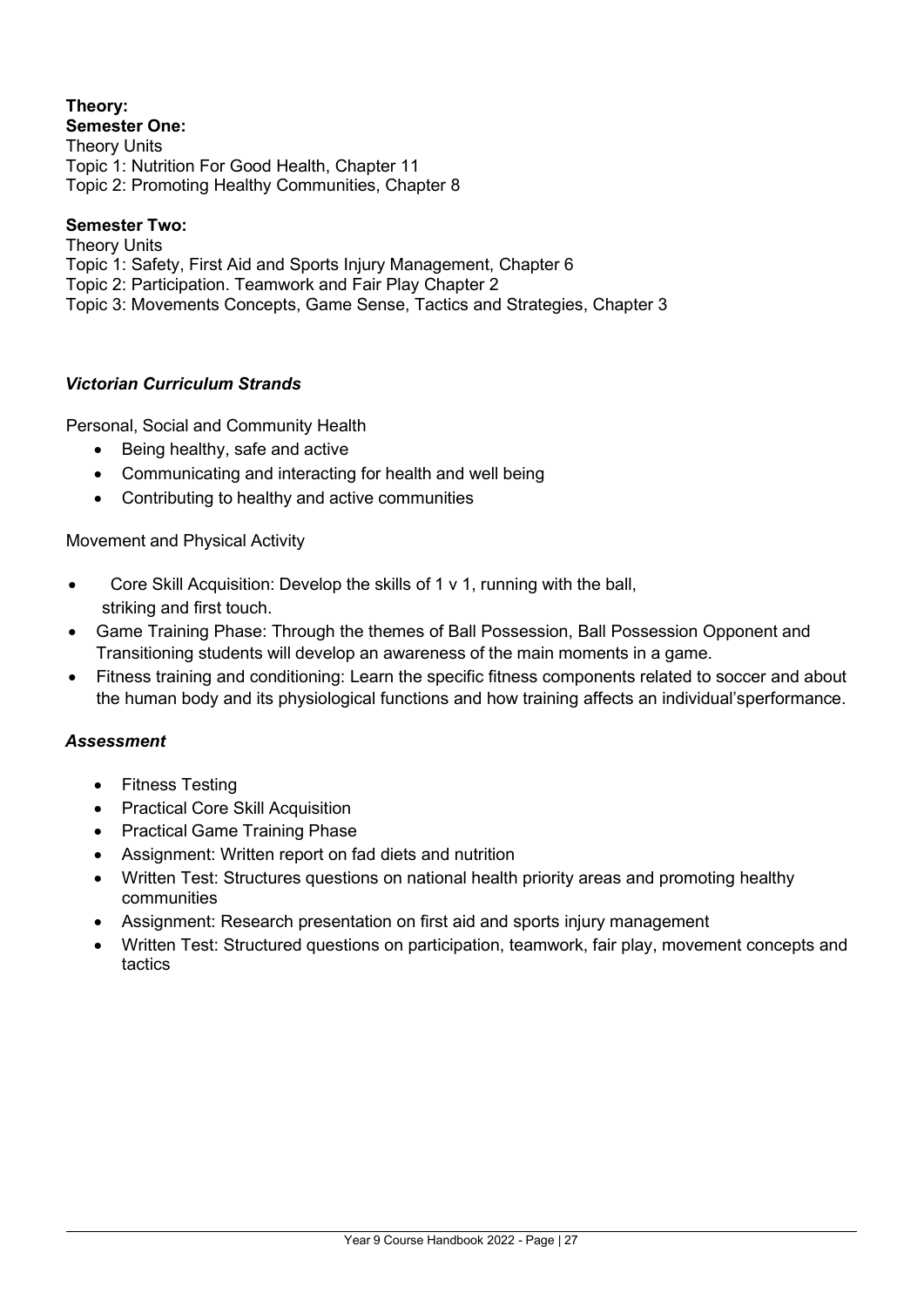**Theory:**

**Semester One:**

Theory Units

Topic 1: Nutrition For Good Health, Chapter 11

Topic 2: Promoting Healthy Communities, Chapter 8

**Semester Two:**

Theory Units

Topic 1: Safety, First Aid and Sports Injury Management, Chapter 6

Topic 2: Participation. Teamwork and Fair Play Chapter 2

Topic 3: Movements Concepts, Game Sense, Tactics and Strategies, Chapter 3

### *Victorian Curriculum Strands*

Personal, Social and Community Health

- Being healthy, safe and active
- Communicating and interacting for health and well being
- Contributing to healthy and active communities

Movement and Physical Activity

- Core Skill Acquisition: Develop the skills of 1 v 1, running with the ball, striking and first touch.
- Game Training Phase: Through the themes of Ball Possession, Ball Possession Opponent and Transitioning students will develop an awareness of the main moments in a game.
- Fitness training and conditioning: Learn the specific fitness components related to soccer and about the human body and its physiological functions and how training affects an individual'sperformance.

### *Assessment*

- Fitness Testing
- Practical Core Skill Acquisition
- Practical Game Training Phase
- Assignment: Written report on fad diets and nutrition
- Written Test: Structures questions on national health priority areas and promoting healthy communities
- Assignment: Research presentation on first aid and sports injury management
- Written Test: Structured questions on participation, teamwork, fair play, movement concepts and tactics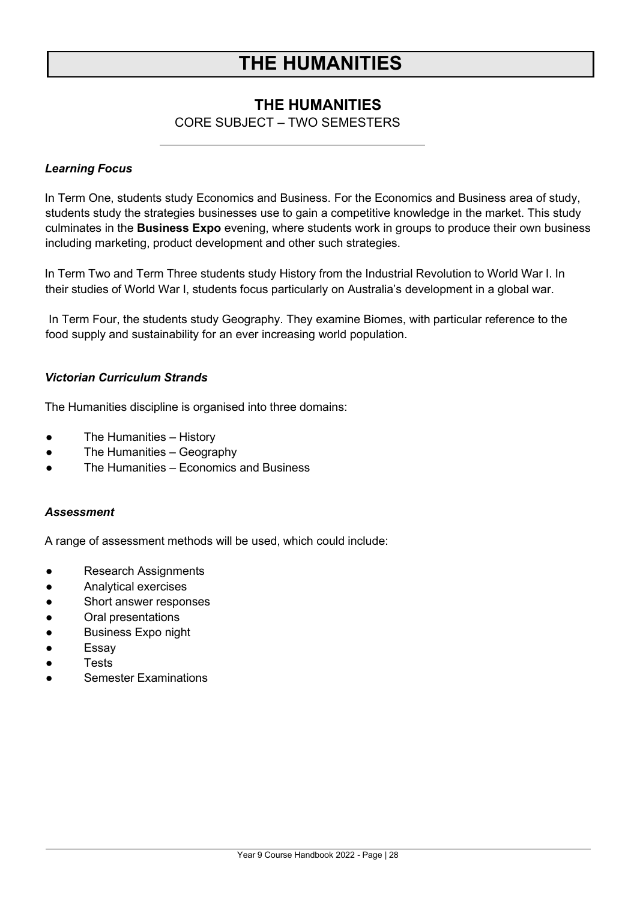# THE HUMANITIES

## THE HUMANITIES

CORE SUBJECT – TWO SEMESTERS

### *Learning Focus*

In Term One, students study Economics and Business. For the Economics and Business area of study, students study the strategies businesses use to gain a competitive knowledge in the market. This study culminates in the **Business Expo** evening, where students work in groups to produce their own business including marketing, product development and other such strategies.

In Term Two and Term Three students study History from the Industrial Revolution to World War I. In their studies of World War I, students focus particularly on Australia's development in a global war.

In Term Four, the students study Geography. They examine Biomes, with particular reference to the food supply and sustainability for an ever increasing world population.

### *Victorian Curriculum Strands*

The Humanities discipline is organised into three domains:

- The Humanities – History
- The Humanities – Geography
- The Humanities – Economics and Business

### *Assessment*

A range of assessment methods will be used, which could include:

- Research Assignments
- Analytical exercises
- Short answer responses
- Oral presentations
- Business Expo night
- Essay
- Tests
- Semester Examinations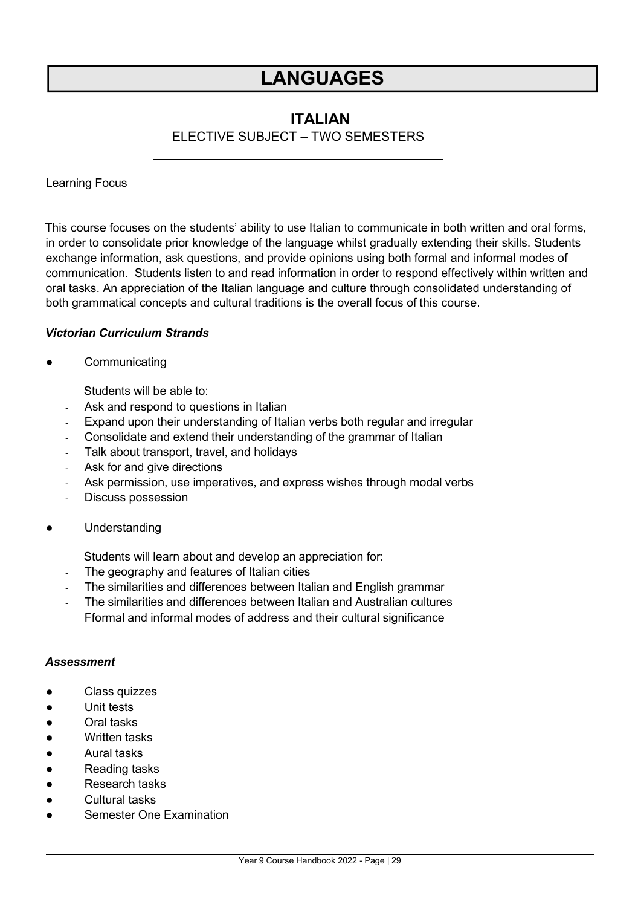# LANGUAGES

## ITALIAN

ELECTIVE SUBJECT – TWO SEMESTERS

Learning Focus

This course focuses on the students' ability to use Italian to communicate in both written and oral forms, in order to consolidate prior knowledge of the language whilst gradually extending their skills. Students exchange information, ask questions, and provide opinions using both formal and informal modes of communication. Students listen to and read information in order to respond effectively within written and oral tasks. An appreciation of the Italian language and culture through consolidated understanding of both grammatical concepts and cultural traditions is the overall focus of this course.

***Victorian Curriculum Strands***

- Communicating

  Students will be able to:
  - Ask and respond to questions in Italian
  - Expand upon their understanding of Italian verbs both regular and irregular
  - Consolidate and extend their understanding of the grammar of Italian
  - Talk about transport, travel, and holidays
  - Ask for and give directions
  - Ask permission, use imperatives, and express wishes through modal verbs
  - Discuss possession

- Understanding

  Students will learn about and develop an appreciation for:
  - The geography and features of Italian cities
  - The similarities and differences between Italian and English grammar
  - The similarities and differences between Italian and Australian cultures
    Fformal and informal modes of address and their cultural significance

***Assessment***

- Class quizzes
- Unit tests
- Oral tasks
- Written tasks
- Aural tasks
- Reading tasks
- Research tasks
- Cultural tasks
- Semester One Examination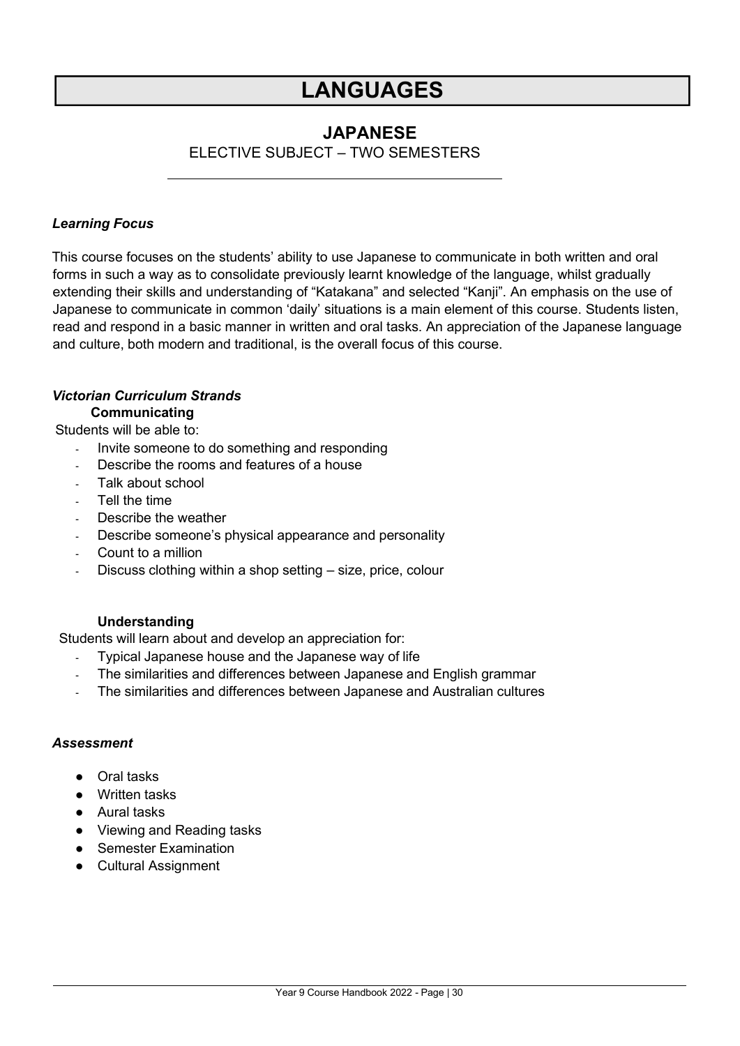# LANGUAGES

## JAPANESE

ELECTIVE SUBJECT – TWO SEMESTERS

### *Learning Focus*

This course focuses on the students' ability to use Japanese to communicate in both written and oral forms in such a way as to consolidate previously learnt knowledge of the language, whilst gradually extending their skills and understanding of "Katakana" and selected "Kanji". An emphasis on the use of Japanese to communicate in common 'daily' situations is a main element of this course. Students listen, read and respond in a basic manner in written and oral tasks. An appreciation of the Japanese language and culture, both modern and traditional, is the overall focus of this course.

### *Victorian Curriculum Strands*

**Communicating**

Students will be able to:

- Invite someone to do something and responding
- Describe the rooms and features of a house
- Talk about school
- Tell the time
- Describe the weather
- Describe someone's physical appearance and personality
- Count to a million
- Discuss clothing within a shop setting – size, price, colour

**Understanding**

Students will learn about and develop an appreciation for:

- Typical Japanese house and the Japanese way of life
- The similarities and differences between Japanese and English grammar
- The similarities and differences between Japanese and Australian cultures

### *Assessment*

- Oral tasks
- Written tasks
- Aural tasks
- Viewing and Reading tasks
- Semester Examination
- Cultural Assignment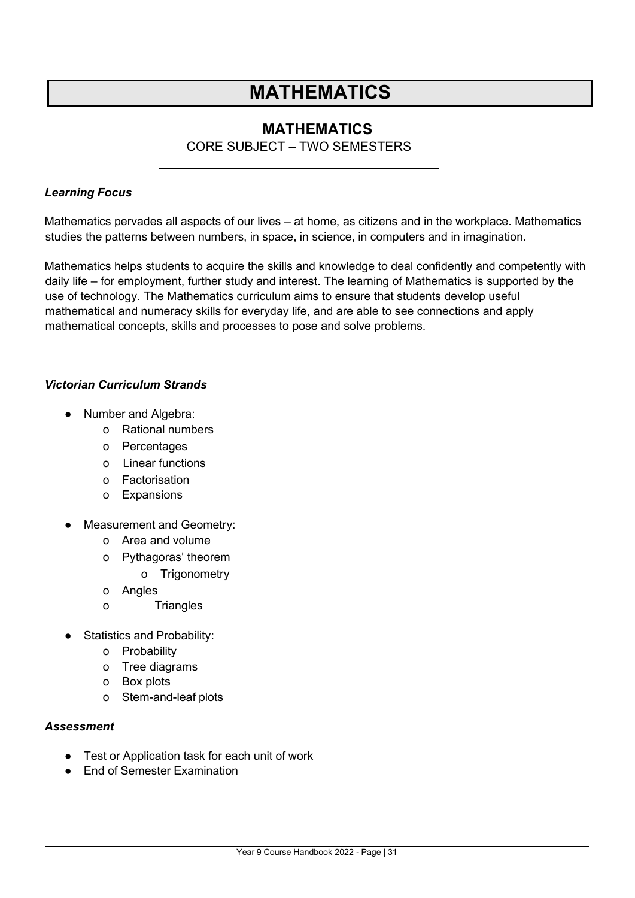# MATHEMATICS

## MATHEMATICS

CORE SUBJECT – TWO SEMESTERS

***Learning Focus***

Mathematics pervades all aspects of our lives – at home, as citizens and in the workplace. Mathematics studies the patterns between numbers, in space, in science, in computers and in imagination.

Mathematics helps students to acquire the skills and knowledge to deal confidently and competently with daily life – for employment, further study and interest. The learning of Mathematics is supported by the use of technology. The Mathematics curriculum aims to ensure that students develop useful mathematical and numeracy skills for everyday life, and are able to see connections and apply mathematical concepts, skills and processes to pose and solve problems.

***Victorian Curriculum Strands***

- Number and Algebra:
  - Rational numbers
  - Percentages
  - Linear functions
  - Factorisation
  - Expansions
- Measurement and Geometry:
  - Area and volume
  - Pythagoras' theorem
    - Trigonometry
  - Angles
  - Triangles
- Statistics and Probability:
  - Probability
  - Tree diagrams
  - Box plots
  - Stem-and-leaf plots

***Assessment***

- Test or Application task for each unit of work
- End of Semester Examination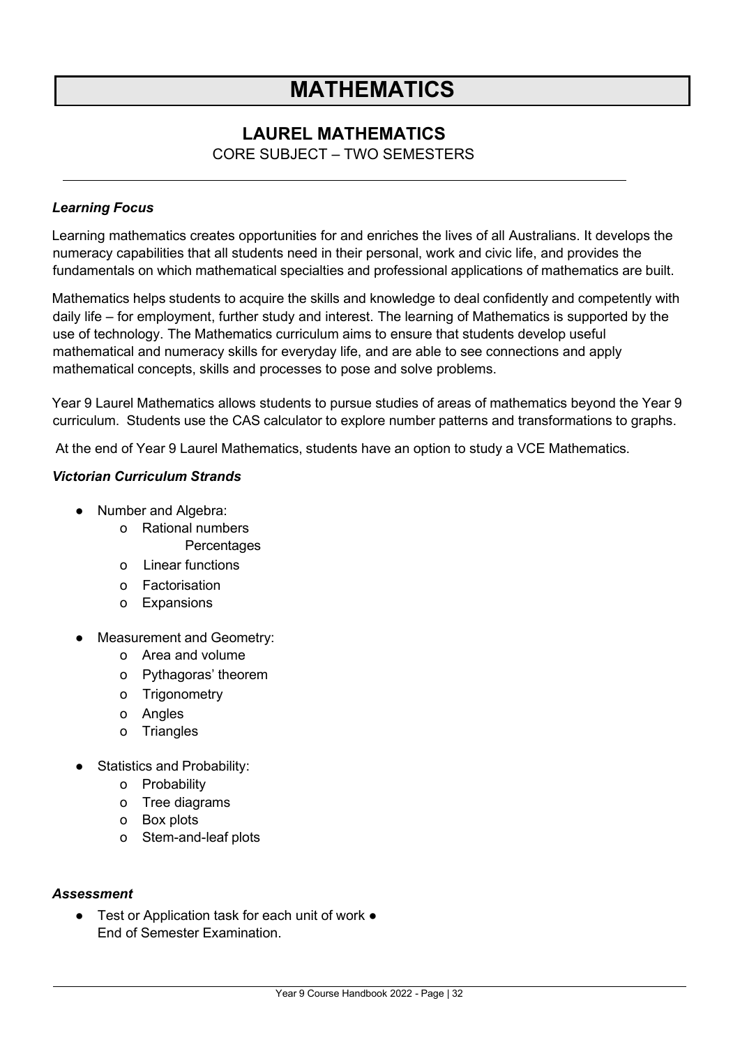# MATHEMATICS

## LAUREL MATHEMATICS

CORE SUBJECT – TWO SEMESTERS

### *Learning Focus*

Learning mathematics creates opportunities for and enriches the lives of all Australians. It develops the numeracy capabilities that all students need in their personal, work and civic life, and provides the fundamentals on which mathematical specialties and professional applications of mathematics are built.

Mathematics helps students to acquire the skills and knowledge to deal confidently and competently with daily life – for employment, further study and interest. The learning of Mathematics is supported by the use of technology. The Mathematics curriculum aims to ensure that students develop useful mathematical and numeracy skills for everyday life, and are able to see connections and apply mathematical concepts, skills and processes to pose and solve problems.

Year 9 Laurel Mathematics allows students to pursue studies of areas of mathematics beyond the Year 9 curriculum. Students use the CAS calculator to explore number patterns and transformations to graphs.

At the end of Year 9 Laurel Mathematics, students have an option to study a VCE Mathematics.

### *Victorian Curriculum Strands*

- Number and Algebra:
  - Rational numbers
    Percentages
  - Linear functions
  - Factorisation
  - Expansions
- Measurement and Geometry:
  - Area and volume
  - Pythagoras' theorem
  - Trigonometry
  - Angles
  - Triangles
- Statistics and Probability:
  - Probability
  - Tree diagrams
  - Box plots
  - Stem-and-leaf plots

### *Assessment*

- Test or Application task for each unit of work
- End of Semester Examination.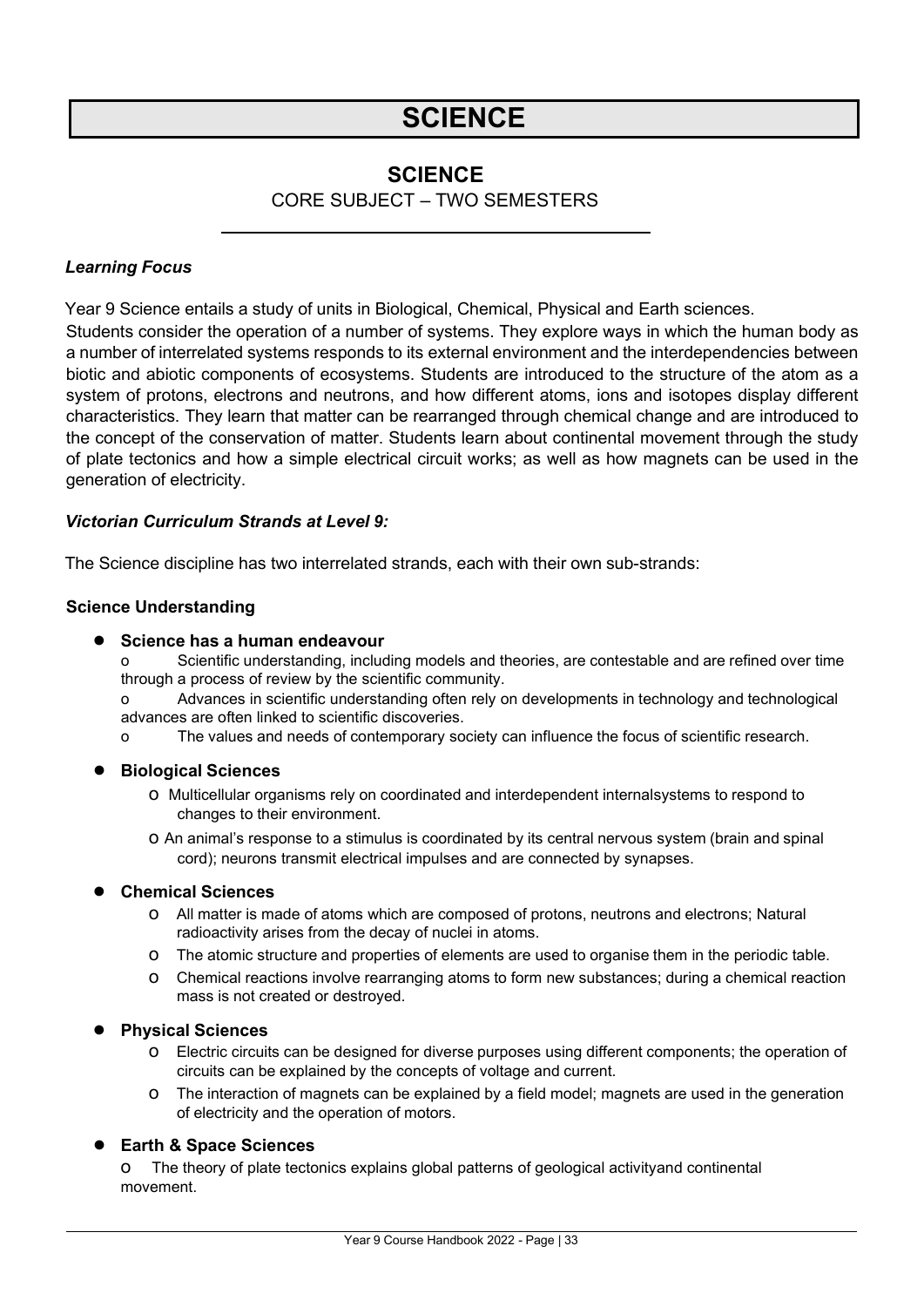# SCIENCE

## SCIENCE

CORE SUBJECT – TWO SEMESTERS

***Learning Focus***

Year 9 Science entails a study of units in Biological, Chemical, Physical and Earth sciences.

Students consider the operation of a number of systems. They explore ways in which the human body as a number of interrelated systems responds to its external environment and the interdependencies between biotic and abiotic components of ecosystems. Students are introduced to the structure of the atom as a system of protons, electrons and neutrons, and how different atoms, ions and isotopes display different characteristics. They learn that matter can be rearranged through chemical change and are introduced to the concept of the conservation of matter. Students learn about continental movement through the study of plate tectonics and how a simple electrical circuit works; as well as how magnets can be used in the generation of electricity.

***Victorian Curriculum Strands at Level 9:***

The Science discipline has two interrelated strands, each with their own sub-strands:

**Science Understanding**

- **Science has a human endeavour**
  - Scientific understanding, including models and theories, are contestable and are refined over time through a process of review by the scientific community.
  - Advances in scientific understanding often rely on developments in technology and technological advances are often linked to scientific discoveries.
  - The values and needs of contemporary society can influence the focus of scientific research.
- **Biological Sciences**
  - Multicellular organisms rely on coordinated and interdependent internalsystems to respond to changes to their environment.
  - An animal's response to a stimulus is coordinated by its central nervous system (brain and spinal cord); neurons transmit electrical impulses and are connected by synapses.
- **Chemical Sciences**
  - All matter is made of atoms which are composed of protons, neutrons and electrons; Natural radioactivity arises from the decay of nuclei in atoms.
  - The atomic structure and properties of elements are used to organise them in the periodic table.
  - Chemical reactions involve rearranging atoms to form new substances; during a chemical reaction mass is not created or destroyed.
- **Physical Sciences**
  - Electric circuits can be designed for diverse purposes using different components; the operation of circuits can be explained by the concepts of voltage and current.
  - The interaction of magnets can be explained by a field model; magnets are used in the generation of electricity and the operation of motors.
- **Earth & Space Sciences**
  - The theory of plate tectonics explains global patterns of geological activityand continental movement.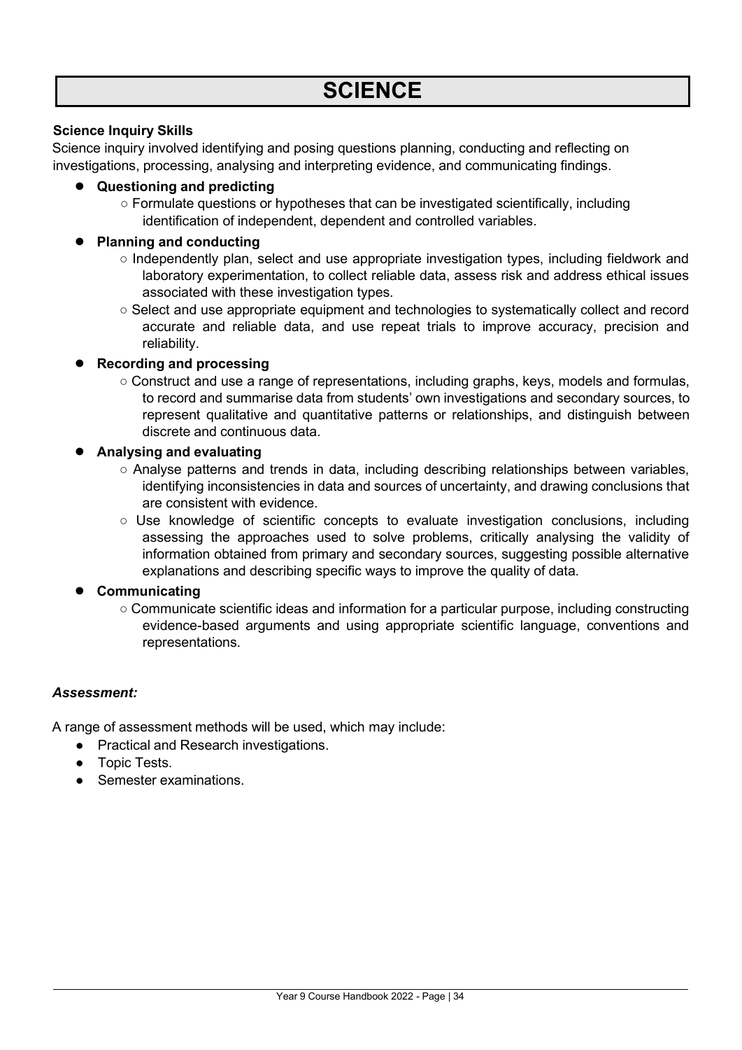# SCIENCE

**Science Inquiry Skills**

Science inquiry involved identifying and posing questions planning, conducting and reflecting on investigations, processing, analysing and interpreting evidence, and communicating findings.

- **Questioning and predicting**
  - Formulate questions or hypotheses that can be investigated scientifically, including identification of independent, dependent and controlled variables.
- **Planning and conducting**
  - Independently plan, select and use appropriate investigation types, including fieldwork and laboratory experimentation, to collect reliable data, assess risk and address ethical issues associated with these investigation types.
  - Select and use appropriate equipment and technologies to systematically collect and record accurate and reliable data, and use repeat trials to improve accuracy, precision and reliability.
- **Recording and processing**
  - Construct and use a range of representations, including graphs, keys, models and formulas, to record and summarise data from students' own investigations and secondary sources, to represent qualitative and quantitative patterns or relationships, and distinguish between discrete and continuous data.
- **Analysing and evaluating**
  - Analyse patterns and trends in data, including describing relationships between variables, identifying inconsistencies in data and sources of uncertainty, and drawing conclusions that are consistent with evidence.
  - Use knowledge of scientific concepts to evaluate investigation conclusions, including assessing the approaches used to solve problems, critically analysing the validity of information obtained from primary and secondary sources, suggesting possible alternative explanations and describing specific ways to improve the quality of data.
- **Communicating**
  - Communicate scientific ideas and information for a particular purpose, including constructing evidence-based arguments and using appropriate scientific language, conventions and representations.

***Assessment:***

A range of assessment methods will be used, which may include:

- Practical and Research investigations.
- Topic Tests.
- Semester examinations.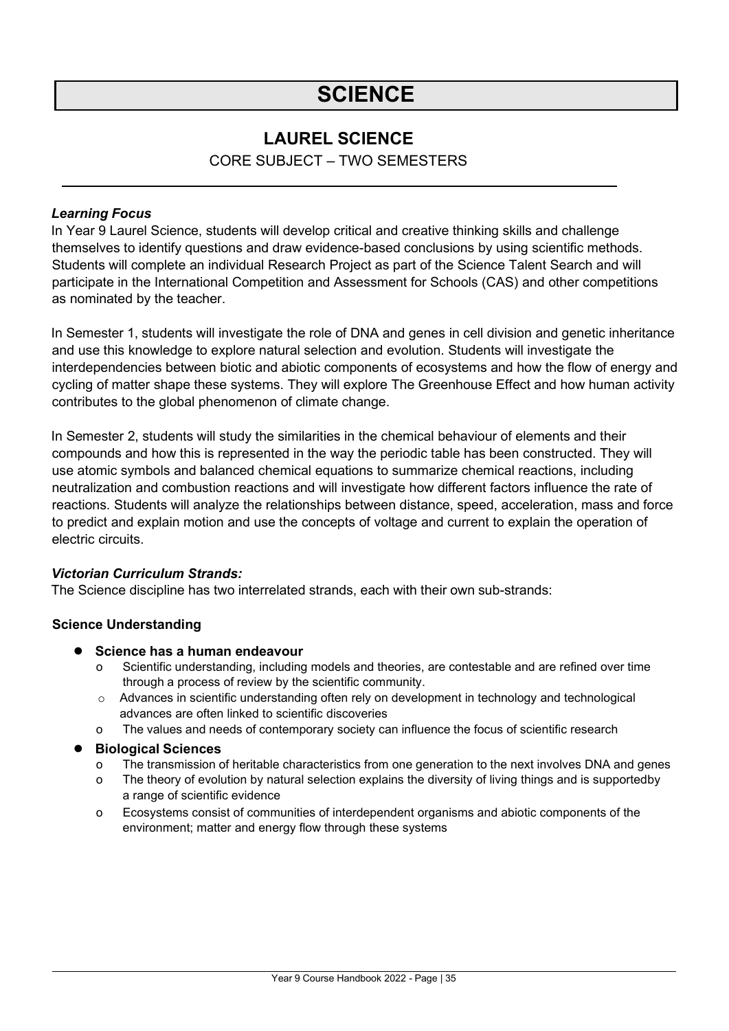# SCIENCE

## LAUREL SCIENCE

CORE SUBJECT – TWO SEMESTERS

***Learning Focus***

In Year 9 Laurel Science, students will develop critical and creative thinking skills and challenge themselves to identify questions and draw evidence-based conclusions by using scientific methods. Students will complete an individual Research Project as part of the Science Talent Search and will participate in the International Competition and Assessment for Schools (CAS) and other competitions as nominated by the teacher.

In Semester 1, students will investigate the role of DNA and genes in cell division and genetic inheritance and use this knowledge to explore natural selection and evolution. Students will investigate the interdependencies between biotic and abiotic components of ecosystems and how the flow of energy and cycling of matter shape these systems. They will explore The Greenhouse Effect and how human activity contributes to the global phenomenon of climate change.

In Semester 2, students will study the similarities in the chemical behaviour of elements and their compounds and how this is represented in the way the periodic table has been constructed. They will use atomic symbols and balanced chemical equations to summarize chemical reactions, including neutralization and combustion reactions and will investigate how different factors influence the rate of reactions. Students will analyze the relationships between distance, speed, acceleration, mass and force to predict and explain motion and use the concepts of voltage and current to explain the operation of electric circuits.

***Victorian Curriculum Strands:***

The Science discipline has two interrelated strands, each with their own sub-strands:

**Science Understanding**

- **Science has a human endeavour**
  - Scientific understanding, including models and theories, are contestable and are refined over time through a process of review by the scientific community.
  - Advances in scientific understanding often rely on development in technology and technological advances are often linked to scientific discoveries
  - The values and needs of contemporary society can influence the focus of scientific research
- **Biological Sciences**
  - The transmission of heritable characteristics from one generation to the next involves DNA and genes
  - The theory of evolution by natural selection explains the diversity of living things and is supportedby a range of scientific evidence
  - Ecosystems consist of communities of interdependent organisms and abiotic components of the environment; matter and energy flow through these systems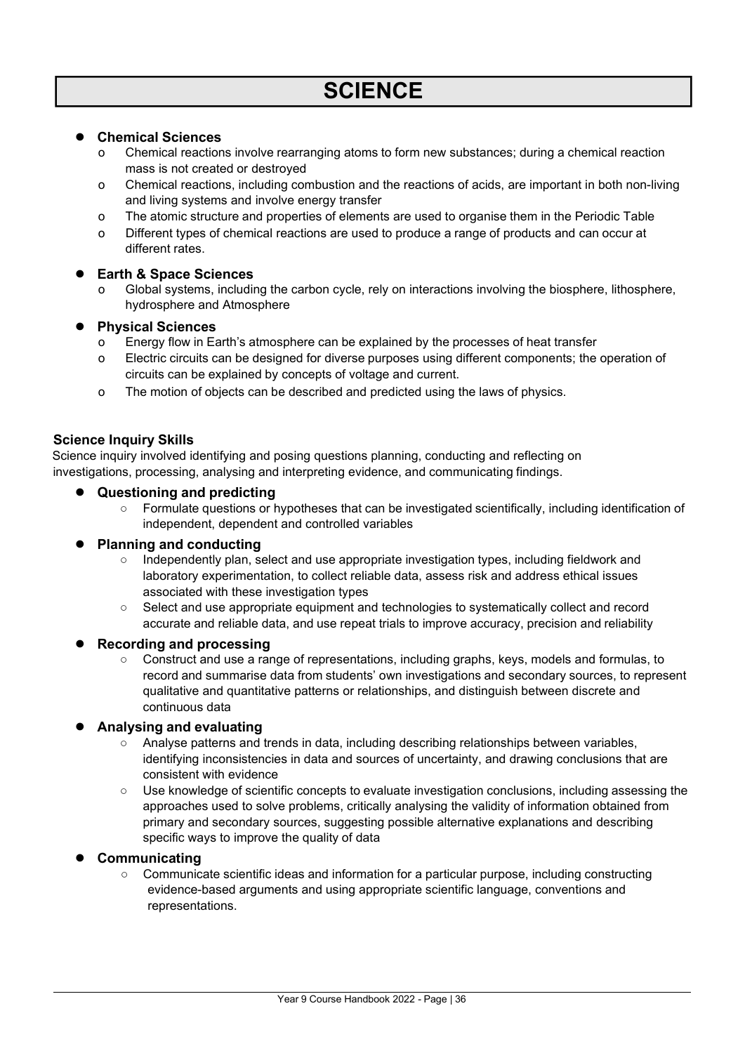# SCIENCE

- **Chemical Sciences**
  - Chemical reactions involve rearranging atoms to form new substances; during a chemical reaction mass is not created or destroyed
  - Chemical reactions, including combustion and the reactions of acids, are important in both non-living and living systems and involve energy transfer
  - The atomic structure and properties of elements are used to organise them in the Periodic Table
  - Different types of chemical reactions are used to produce a range of products and can occur at different rates.

- **Earth & Space Sciences**
  - Global systems, including the carbon cycle, rely on interactions involving the biosphere, lithosphere, hydrosphere and Atmosphere

- **Physical Sciences**
  - Energy flow in Earth's atmosphere can be explained by the processes of heat transfer
  - Electric circuits can be designed for diverse purposes using different components; the operation of circuits can be explained by concepts of voltage and current.
  - The motion of objects can be described and predicted using the laws of physics.

### Science Inquiry Skills

Science inquiry involved identifying and posing questions planning, conducting and reflecting on investigations, processing, analysing and interpreting evidence, and communicating findings.

- **Questioning and predicting**
  - Formulate questions or hypotheses that can be investigated scientifically, including identification of independent, dependent and controlled variables

- **Planning and conducting**
  - Independently plan, select and use appropriate investigation types, including fieldwork and laboratory experimentation, to collect reliable data, assess risk and address ethical issues associated with these investigation types
  - Select and use appropriate equipment and technologies to systematically collect and record accurate and reliable data, and use repeat trials to improve accuracy, precision and reliability

- **Recording and processing**
  - Construct and use a range of representations, including graphs, keys, models and formulas, to record and summarise data from students' own investigations and secondary sources, to represent qualitative and quantitative patterns or relationships, and distinguish between discrete and continuous data

- **Analysing and evaluating**
  - Analyse patterns and trends in data, including describing relationships between variables, identifying inconsistencies in data and sources of uncertainty, and drawing conclusions that are consistent with evidence
  - Use knowledge of scientific concepts to evaluate investigation conclusions, including assessing the approaches used to solve problems, critically analysing the validity of information obtained from primary and secondary sources, suggesting possible alternative explanations and describing specific ways to improve the quality of data

- **Communicating**
  - Communicate scientific ideas and information for a particular purpose, including constructing evidence-based arguments and using appropriate scientific language, conventions and representations.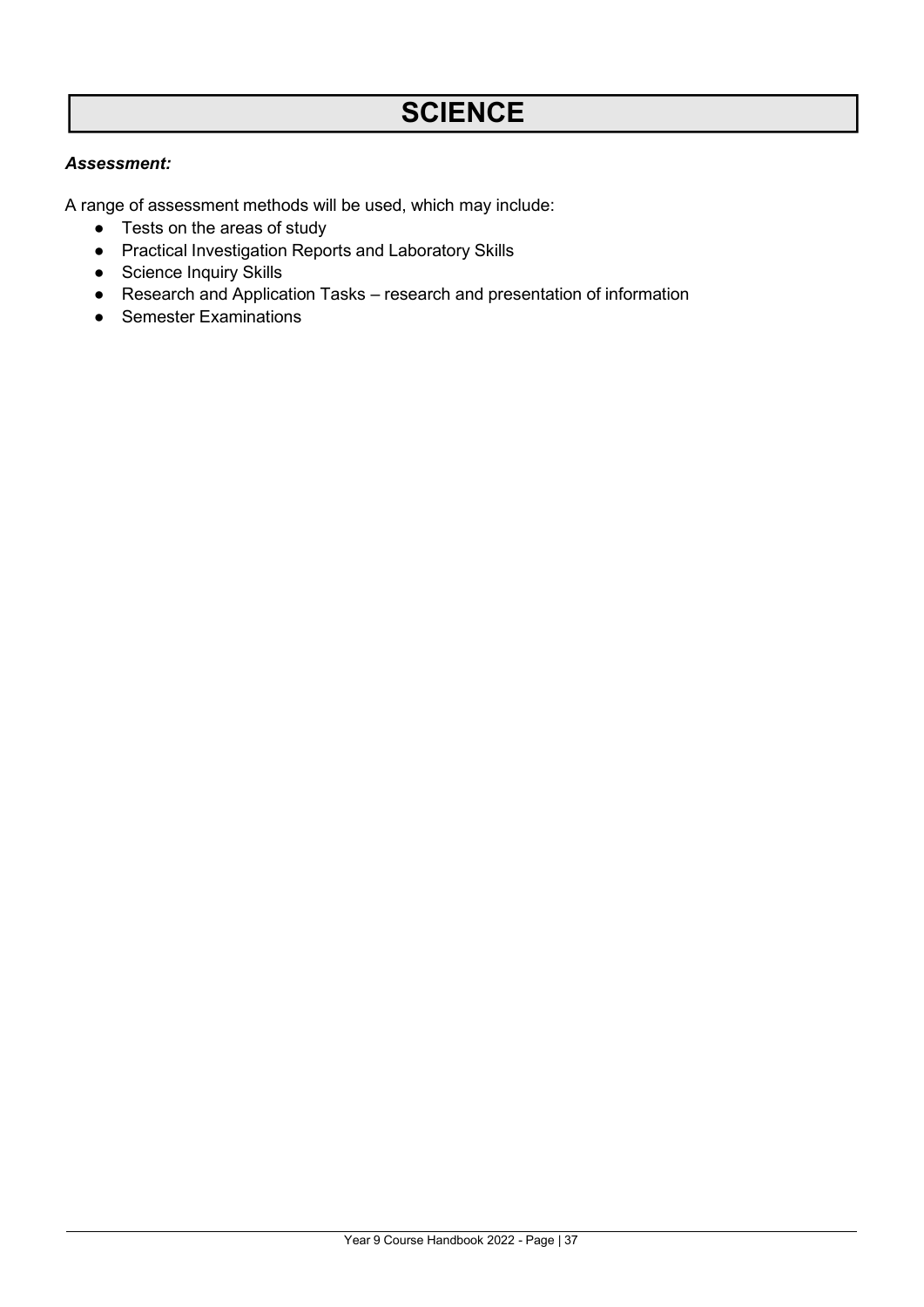# SCIENCE

***Assessment:***

A range of assessment methods will be used, which may include:

- Tests on the areas of study
- Practical Investigation Reports and Laboratory Skills
- Science Inquiry Skills
- Research and Application Tasks – research and presentation of information
- Semester Examinations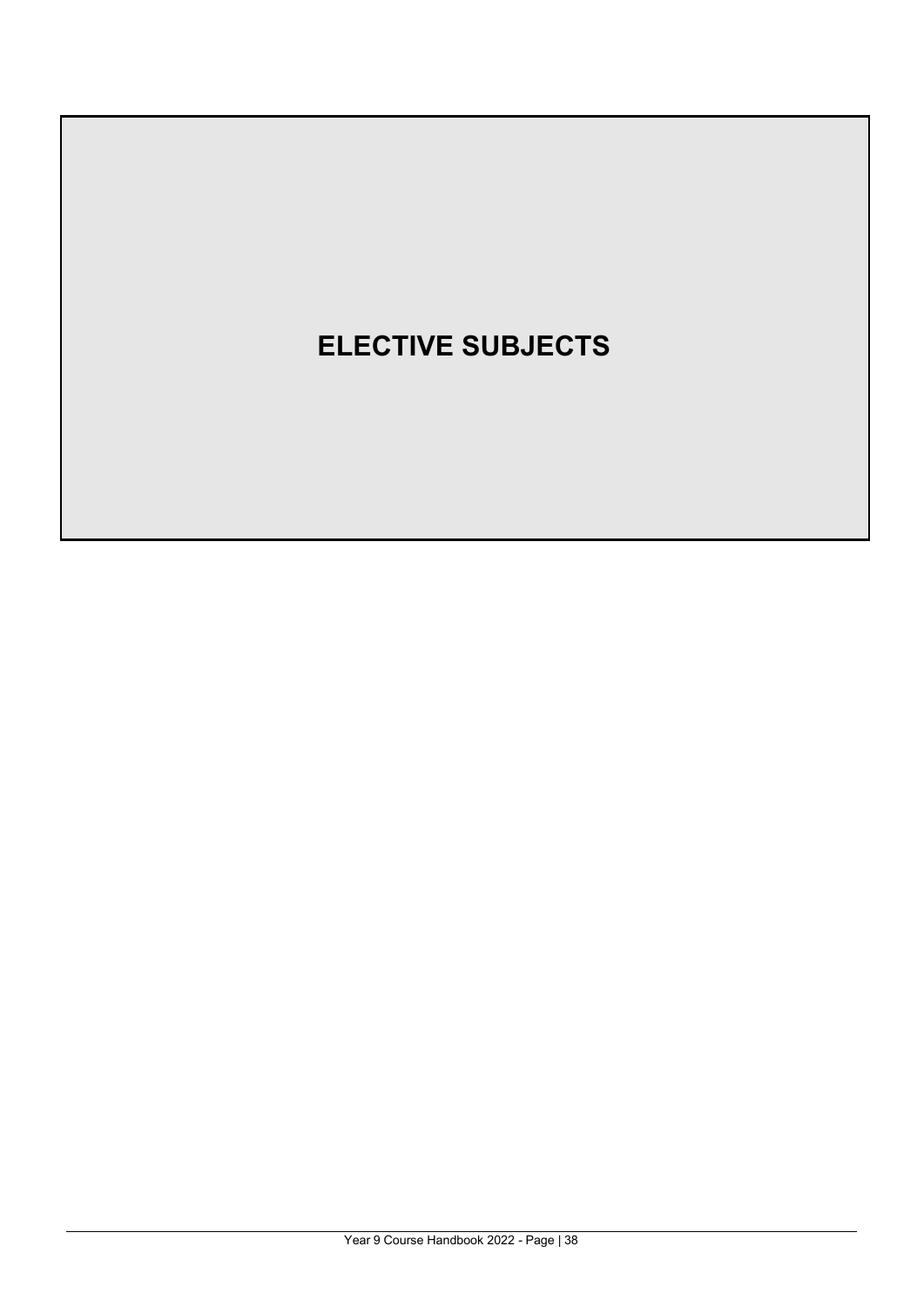# ELECTIVE SUBJECTS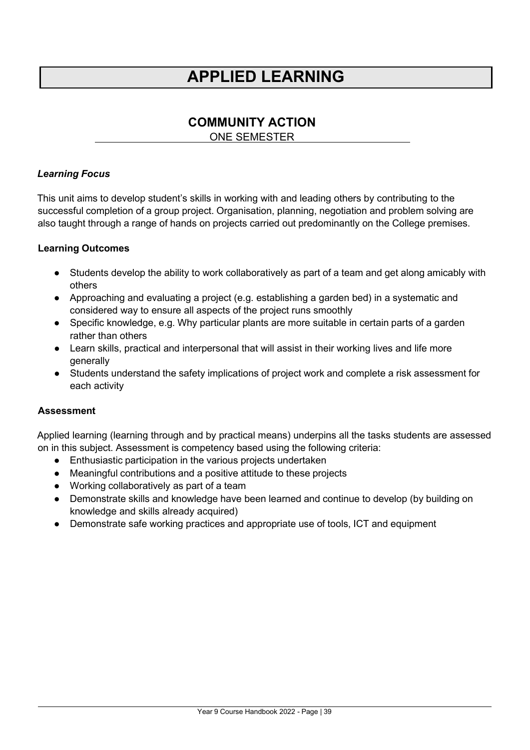# APPLIED LEARNING

## COMMUNITY ACTION

ONE SEMESTER

***Learning Focus***

This unit aims to develop student's skills in working with and leading others by contributing to the successful completion of a group project. Organisation, planning, negotiation and problem solving are also taught through a range of hands on projects carried out predominantly on the College premises.

**Learning Outcomes**

- Students develop the ability to work collaboratively as part of a team and get along amicably with others
- Approaching and evaluating a project (e.g. establishing a garden bed) in a systematic and considered way to ensure all aspects of the project runs smoothly
- Specific knowledge, e.g. Why particular plants are more suitable in certain parts of a garden rather than others
- Learn skills, practical and interpersonal that will assist in their working lives and life more generally
- Students understand the safety implications of project work and complete a risk assessment for each activity

**Assessment**

Applied learning (learning through and by practical means) underpins all the tasks students are assessed on in this subject. Assessment is competency based using the following criteria:

- Enthusiastic participation in the various projects undertaken
- Meaningful contributions and a positive attitude to these projects
- Working collaboratively as part of a team
- Demonstrate skills and knowledge have been learned and continue to develop (by building on knowledge and skills already acquired)
- Demonstrate safe working practices and appropriate use of tools, ICT and equipment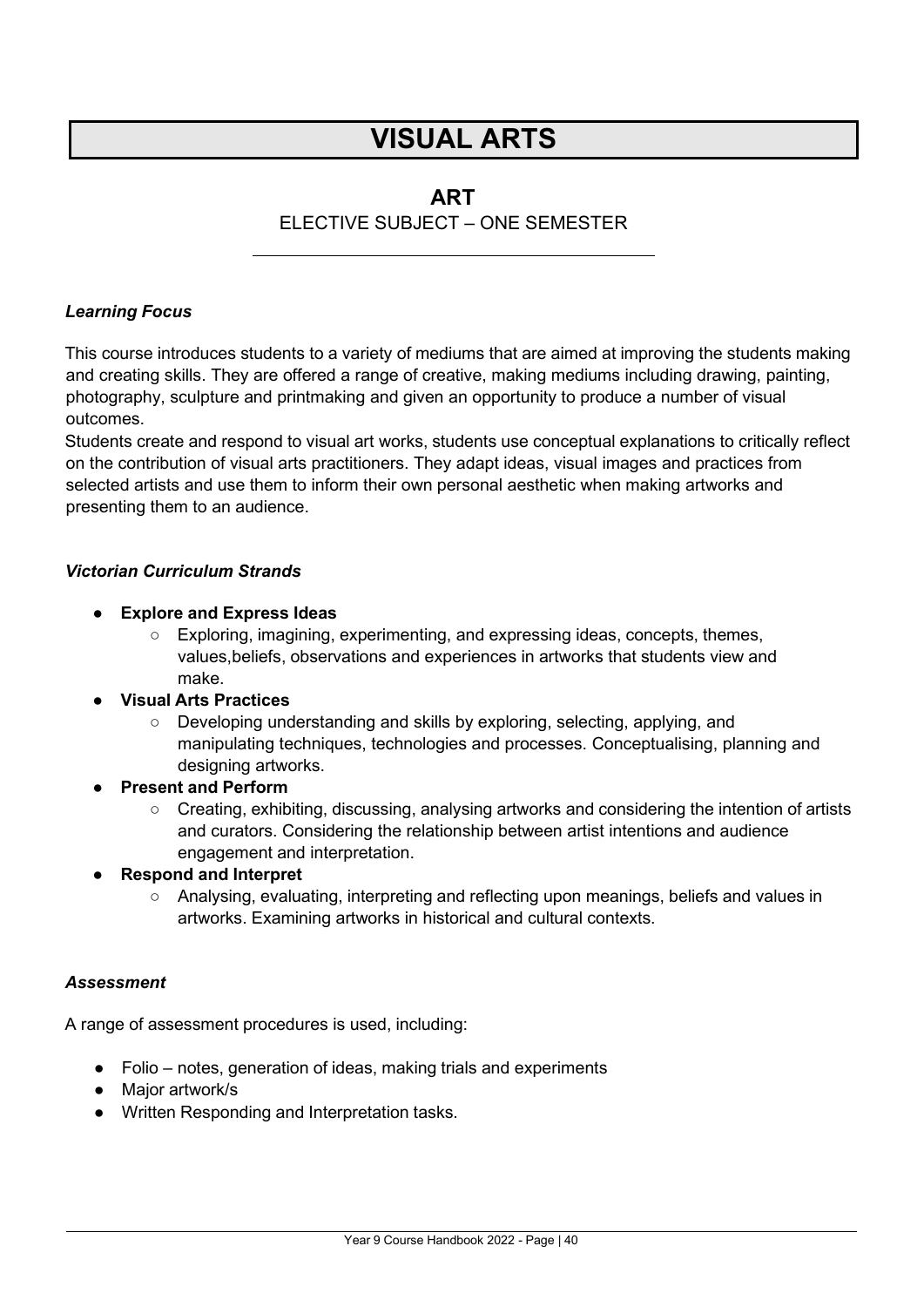# VISUAL ARTS

## ART

ELECTIVE SUBJECT – ONE SEMESTER

### *Learning Focus*

This course introduces students to a variety of mediums that are aimed at improving the students making and creating skills. They are offered a range of creative, making mediums including drawing, painting, photography, sculpture and printmaking and given an opportunity to produce a number of visual outcomes.

Students create and respond to visual art works, students use conceptual explanations to critically reflect on the contribution of visual arts practitioners. They adapt ideas, visual images and practices from selected artists and use them to inform their own personal aesthetic when making artworks and presenting them to an audience.

### *Victorian Curriculum Strands*

- **Explore and Express Ideas**
  - Exploring, imagining, experimenting, and expressing ideas, concepts, themes, values,beliefs, observations and experiences in artworks that students view and make.
- **Visual Arts Practices**
  - Developing understanding and skills by exploring, selecting, applying, and manipulating techniques, technologies and processes. Conceptualising, planning and designing artworks.
- **Present and Perform**
  - Creating, exhibiting, discussing, analysing artworks and considering the intention of artists and curators. Considering the relationship between artist intentions and audience engagement and interpretation.
- **Respond and Interpret**
  - Analysing, evaluating, interpreting and reflecting upon meanings, beliefs and values in artworks. Examining artworks in historical and cultural contexts.

### *Assessment*

A range of assessment procedures is used, including:

- Folio – notes, generation of ideas, making trials and experiments
- Major artwork/s
- Written Responding and Interpretation tasks.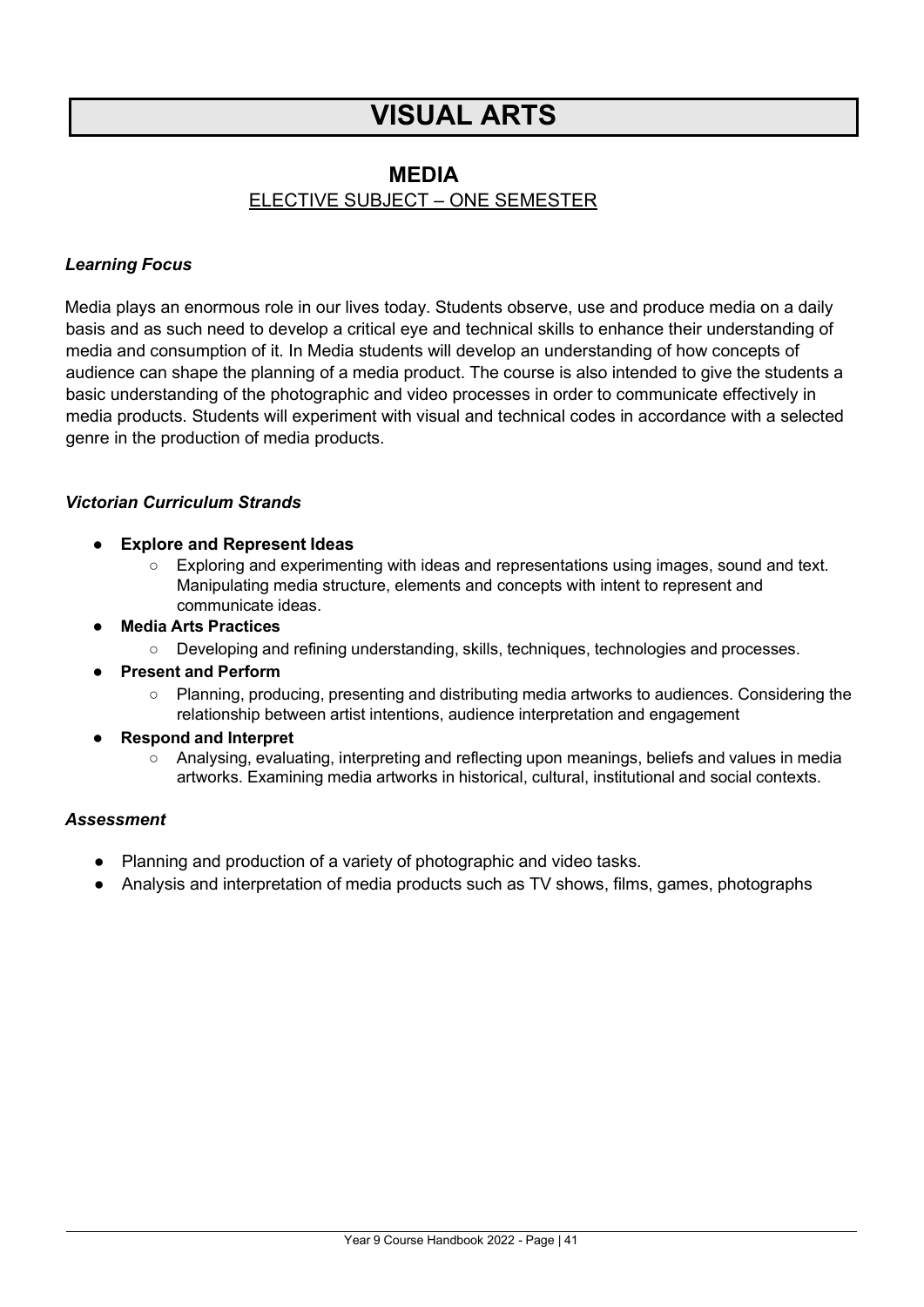# VISUAL ARTS

## MEDIA

ELECTIVE SUBJECT – ONE SEMESTER

### *Learning Focus*

Media plays an enormous role in our lives today. Students observe, use and produce media on a daily basis and as such need to develop a critical eye and technical skills to enhance their understanding of media and consumption of it. In Media students will develop an understanding of how concepts of audience can shape the planning of a media product. The course is also intended to give the students a basic understanding of the photographic and video processes in order to communicate effectively in media products. Students will experiment with visual and technical codes in accordance with a selected genre in the production of media products.

### *Victorian Curriculum Strands*

- **Explore and Represent Ideas**
  - Exploring and experimenting with ideas and representations using images, sound and text. Manipulating media structure, elements and concepts with intent to represent and communicate ideas.
- **Media Arts Practices**
  - Developing and refining understanding, skills, techniques, technologies and processes.
- **Present and Perform**
  - Planning, producing, presenting and distributing media artworks to audiences. Considering the relationship between artist intentions, audience interpretation and engagement
- **Respond and Interpret**
  - Analysing, evaluating, interpreting and reflecting upon meanings, beliefs and values in media artworks. Examining media artworks in historical, cultural, institutional and social contexts.

### *Assessment*

- Planning and production of a variety of photographic and video tasks.
- Analysis and interpretation of media products such as TV shows, films, games, photographs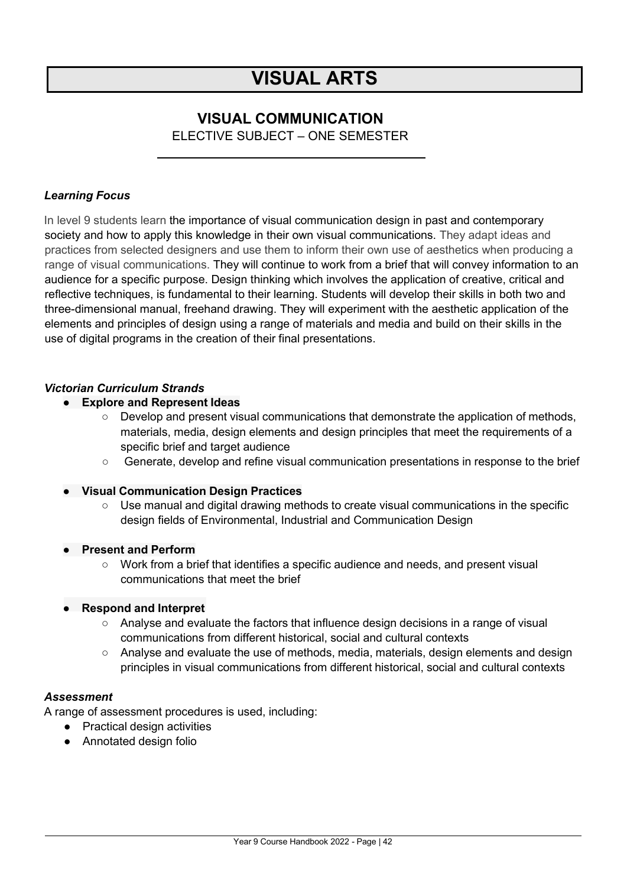# VISUAL ARTS

## VISUAL COMMUNICATION

ELECTIVE SUBJECT – ONE SEMESTER

***Learning Focus***

In level 9 students learn the importance of visual communication design in past and contemporary society and how to apply this knowledge in their own visual communications. They adapt ideas and practices from selected designers and use them to inform their own use of aesthetics when producing a range of visual communications. They will continue to work from a brief that will convey information to an audience for a specific purpose. Design thinking which involves the application of creative, critical and reflective techniques, is fundamental to their learning. Students will develop their skills in both two and three-dimensional manual, freehand drawing. They will experiment with the aesthetic application of the elements and principles of design using a range of materials and media and build on their skills in the use of digital programs in the creation of their final presentations.

***Victorian Curriculum Strands***

- **Explore and Represent Ideas**
    - Develop and present visual communications that demonstrate the application of methods, materials, media, design elements and design principles that meet the requirements of a specific brief and target audience
    - Generate, develop and refine visual communication presentations in response to the brief
- **Visual Communication Design Practices**
    - Use manual and digital drawing methods to create visual communications in the specific design fields of Environmental, Industrial and Communication Design
- **Present and Perform**
    - Work from a brief that identifies a specific audience and needs, and present visual communications that meet the brief
- **Respond and Interpret**
    - Analyse and evaluate the factors that influence design decisions in a range of visual communications from different historical, social and cultural contexts
    - Analyse and evaluate the use of methods, media, materials, design elements and design principles in visual communications from different historical, social and cultural contexts

***Assessment***

A range of assessment procedures is used, including:

- Practical design activities
- Annotated design folio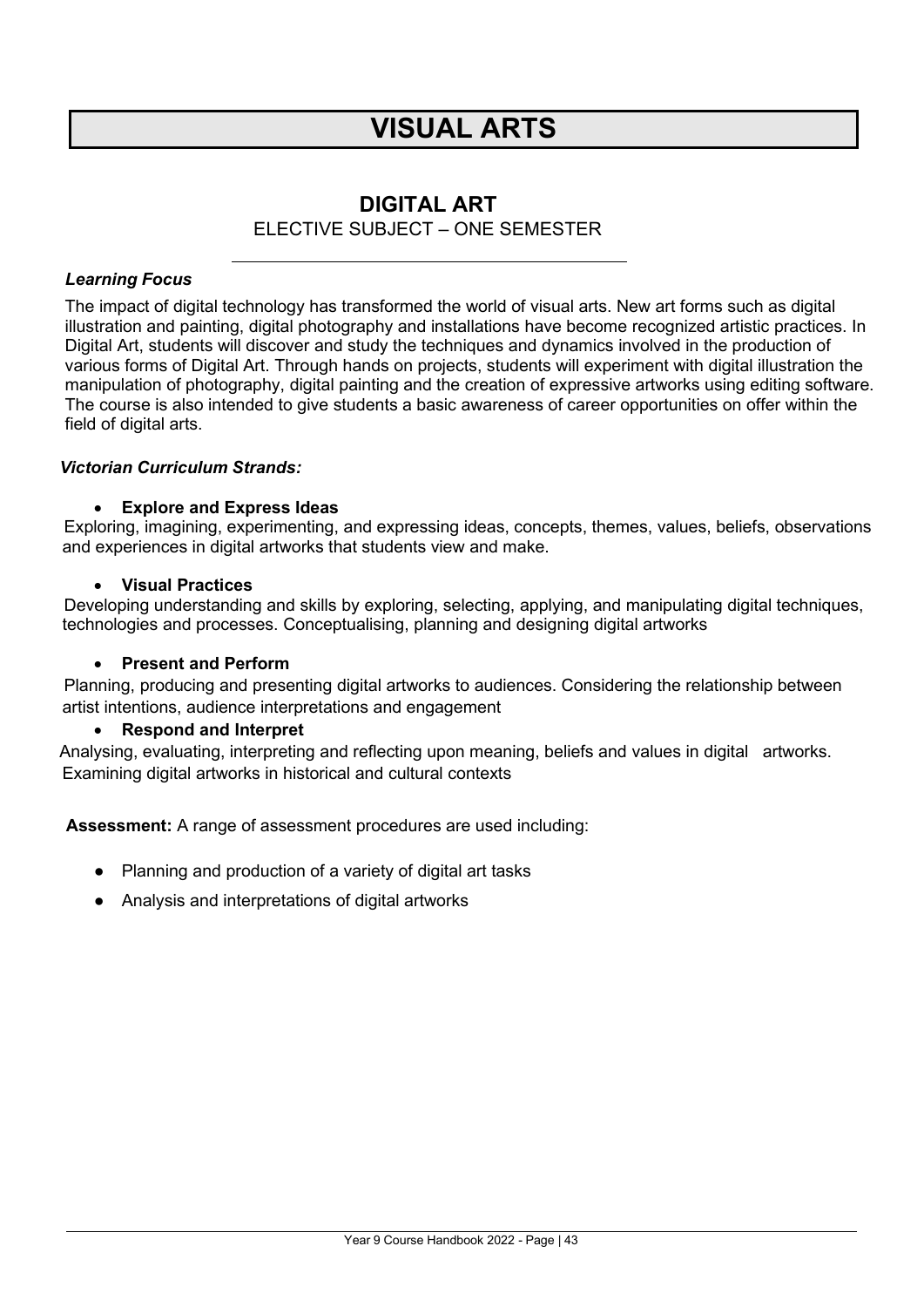# VISUAL ARTS

## DIGITAL ART

ELECTIVE SUBJECT – ONE SEMESTER

---

***Learning Focus***

The impact of digital technology has transformed the world of visual arts. New art forms such as digital illustration and painting, digital photography and installations have become recognized artistic practices. In Digital Art, students will discover and study the techniques and dynamics involved in the production of various forms of Digital Art. Through hands on projects, students will experiment with digital illustration the manipulation of photography, digital painting and the creation of expressive artworks using editing software. The course is also intended to give students a basic awareness of career opportunities on offer within the field of digital arts.

***Victorian Curriculum Strands:***

- **Explore and Express Ideas**

Exploring, imagining, experimenting, and expressing ideas, concepts, themes, values, beliefs, observations and experiences in digital artworks that students view and make.

- **Visual Practices**

Developing understanding and skills by exploring, selecting, applying, and manipulating digital techniques, technologies and processes. Conceptualising, planning and designing digital artworks

- **Present and Perform**

Planning, producing and presenting digital artworks to audiences. Considering the relationship between artist intentions, audience interpretations and engagement

- **Respond and Interpret**

Analysing, evaluating, interpreting and reflecting upon meaning, beliefs and values in digital artworks. Examining digital artworks in historical and cultural contexts

**Assessment:** A range of assessment procedures are used including:

- Planning and production of a variety of digital art tasks
- Analysis and interpretations of digital artworks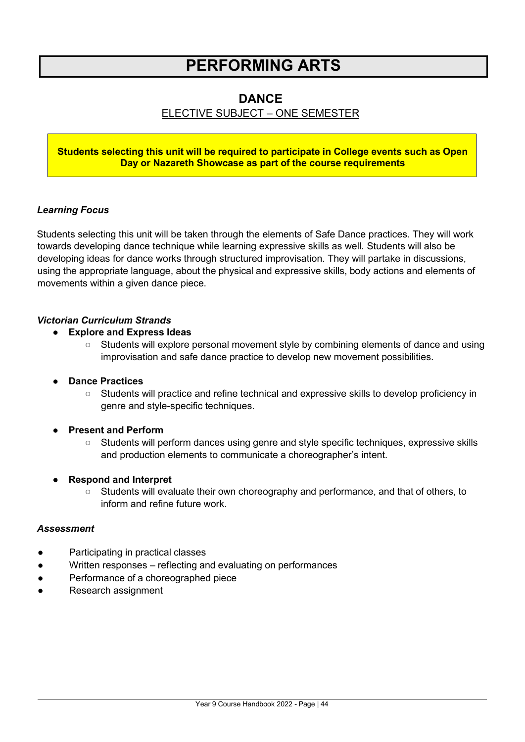# PERFORMING ARTS

## DANCE

ELECTIVE SUBJECT – ONE SEMESTER

**Students selecting this unit will be required to participate in College events such as Open Day or Nazareth Showcase as part of the course requirements**

***Learning Focus***

Students selecting this unit will be taken through the elements of Safe Dance practices. They will work towards developing dance technique while learning expressive skills as well. Students will also be developing ideas for dance works through structured improvisation. They will partake in discussions, using the appropriate language, about the physical and expressive skills, body actions and elements of movements within a given dance piece.

***Victorian Curriculum Strands***

- **Explore and Express Ideas**
  - Students will explore personal movement style by combining elements of dance and using improvisation and safe dance practice to develop new movement possibilities.
- **Dance Practices**
  - Students will practice and refine technical and expressive skills to develop proficiency in genre and style-specific techniques.
- **Present and Perform**
  - Students will perform dances using genre and style specific techniques, expressive skills and production elements to communicate a choreographer's intent.
- **Respond and Interpret**
  - Students will evaluate their own choreography and performance, and that of others, to inform and refine future work.

***Assessment***

- Participating in practical classes
- Written responses – reflecting and evaluating on performances
- Performance of a choreographed piece
- Research assignment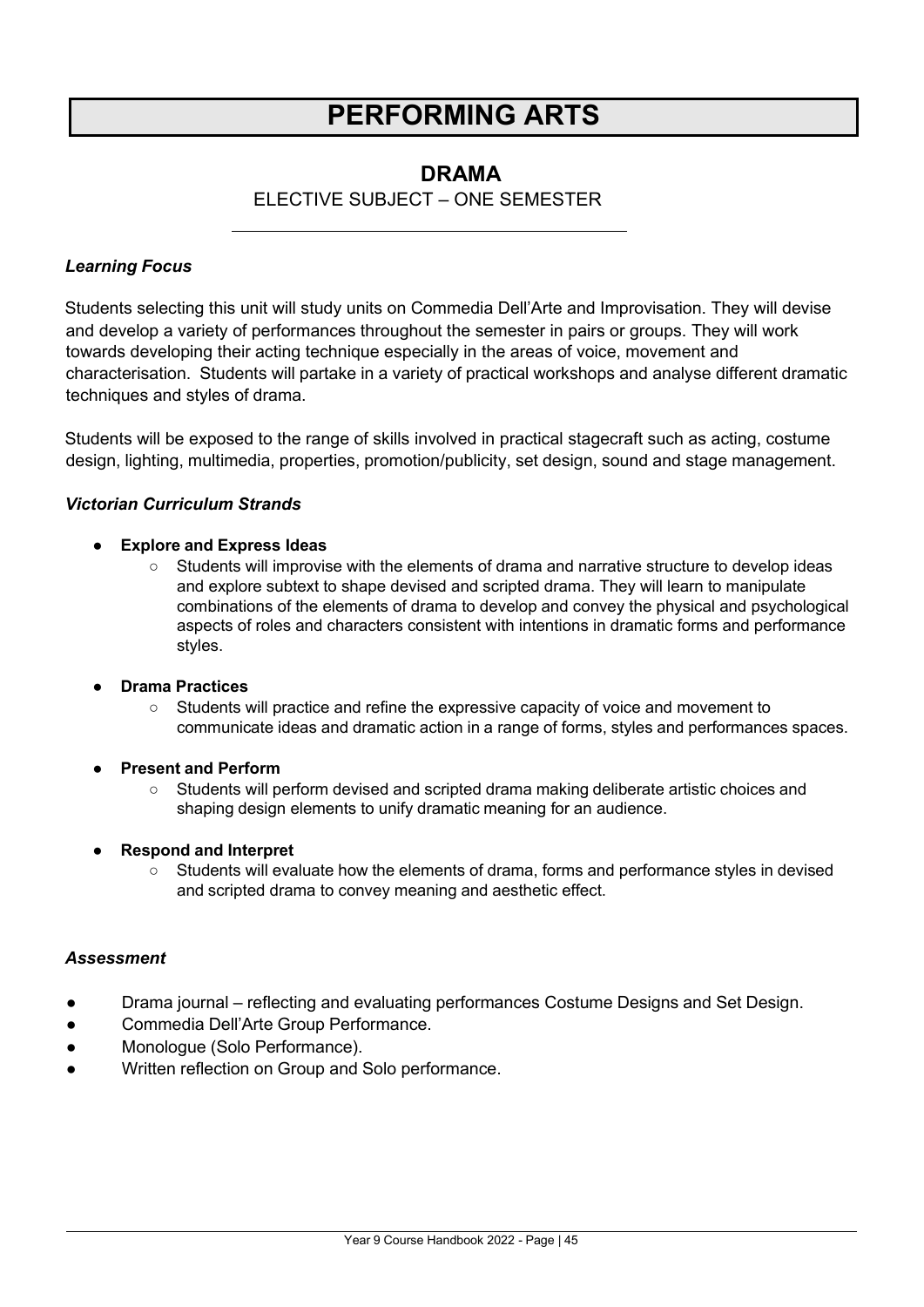# PERFORMING ARTS

## DRAMA

ELECTIVE SUBJECT – ONE SEMESTER

### *Learning Focus*

Students selecting this unit will study units on Commedia Dell'Arte and Improvisation. They will devise and develop a variety of performances throughout the semester in pairs or groups. They will work towards developing their acting technique especially in the areas of voice, movement and characterisation. Students will partake in a variety of practical workshops and analyse different dramatic techniques and styles of drama.

Students will be exposed to the range of skills involved in practical stagecraft such as acting, costume design, lighting, multimedia, properties, promotion/publicity, set design, sound and stage management.

### *Victorian Curriculum Strands*

- **Explore and Express Ideas**
  - Students will improvise with the elements of drama and narrative structure to develop ideas and explore subtext to shape devised and scripted drama. They will learn to manipulate combinations of the elements of drama to develop and convey the physical and psychological aspects of roles and characters consistent with intentions in dramatic forms and performance styles.
- **Drama Practices**
  - Students will practice and refine the expressive capacity of voice and movement to communicate ideas and dramatic action in a range of forms, styles and performances spaces.
- **Present and Perform**
  - Students will perform devised and scripted drama making deliberate artistic choices and shaping design elements to unify dramatic meaning for an audience.
- **Respond and Interpret**
  - Students will evaluate how the elements of drama, forms and performance styles in devised and scripted drama to convey meaning and aesthetic effect.

### *Assessment*

- Drama journal – reflecting and evaluating performances Costume Designs and Set Design.
- Commedia Dell'Arte Group Performance.
- Monologue (Solo Performance).
- Written reflection on Group and Solo performance.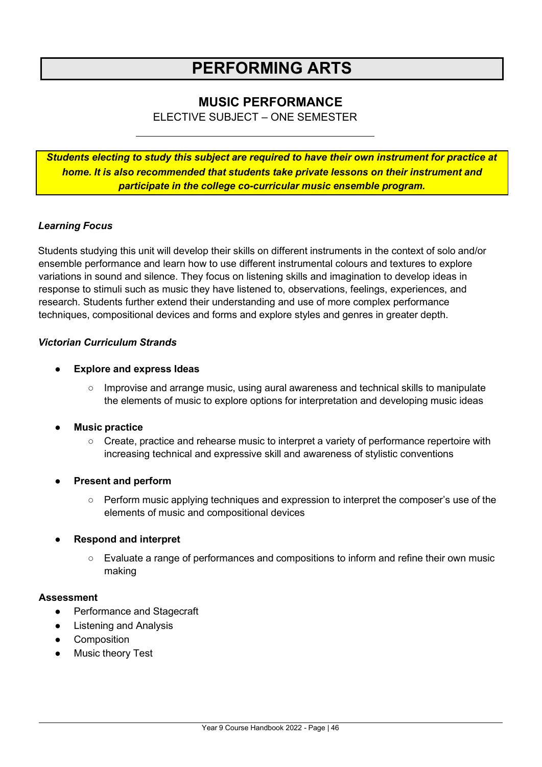# PERFORMING ARTS

## MUSIC PERFORMANCE

ELECTIVE SUBJECT – ONE SEMESTER

***Students electing to study this subject are required to have their own instrument for practice at home. It is also recommended that students take private lessons on their instrument and participate in the college co-curricular music ensemble program.***

***Learning Focus***

Students studying this unit will develop their skills on different instruments in the context of solo and/or ensemble performance and learn how to use different instrumental colours and textures to explore variations in sound and silence. They focus on listening skills and imagination to develop ideas in response to stimuli such as music they have listened to, observations, feelings, experiences, and research. Students further extend their understanding and use of more complex performance techniques, compositional devices and forms and explore styles and genres in greater depth.

***Victorian Curriculum Strands***

- **Explore and express Ideas**
  - Improvise and arrange music, using aural awareness and technical skills to manipulate the elements of music to explore options for interpretation and developing music ideas
- **Music practice**
  - Create, practice and rehearse music to interpret a variety of performance repertoire with increasing technical and expressive skill and awareness of stylistic conventions
- **Present and perform**
  - Perform music applying techniques and expression to interpret the composer's use of the elements of music and compositional devices
- **Respond and interpret**
  - Evaluate a range of performances and compositions to inform and refine their own music making

**Assessment**

- Performance and Stagecraft
- Listening and Analysis
- Composition
- Music theory Test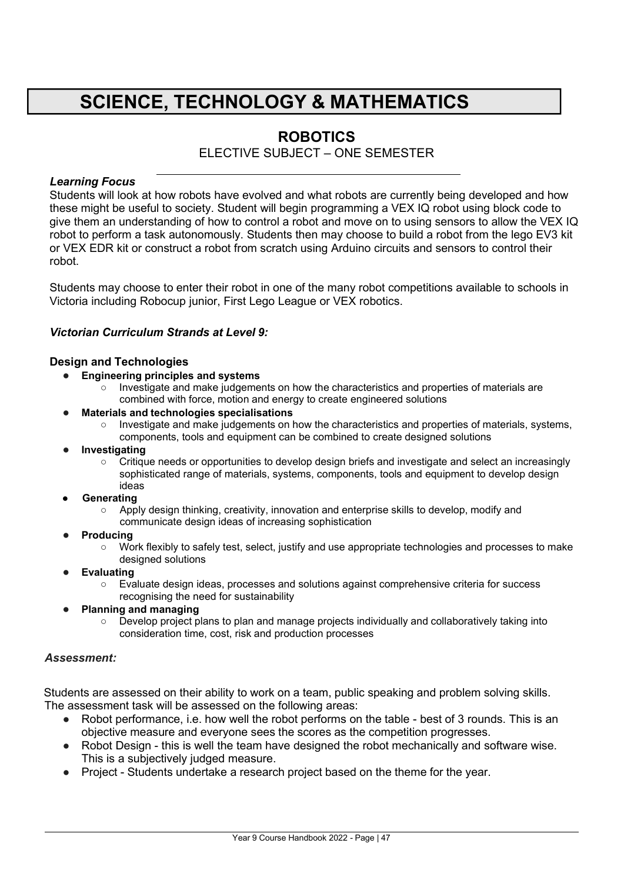# SCIENCE, TECHNOLOGY & MATHEMATICS

## ROBOTICS

ELECTIVE SUBJECT – ONE SEMESTER

***Learning Focus***

Students will look at how robots have evolved and what robots are currently being developed and how these might be useful to society. Student will begin programming a VEX IQ robot using block code to give them an understanding of how to control a robot and move on to using sensors to allow the VEX IQ robot to perform a task autonomously. Students then may choose to build a robot from the lego EV3 kit or VEX EDR kit or construct a robot from scratch using Arduino circuits and sensors to control their robot.

Students may choose to enter their robot in one of the many robot competitions available to schools in Victoria including Robocup junior, First Lego League or VEX robotics.

***Victorian Curriculum Strands at Level 9:***

**Design and Technologies**

- **Engineering principles and systems**
  - Investigate and make judgements on how the characteristics and properties of materials are combined with force, motion and energy to create engineered solutions
- **Materials and technologies specialisations**
  - Investigate and make judgements on how the characteristics and properties of materials, systems, components, tools and equipment can be combined to create designed solutions
- **Investigating**
  - Critique needs or opportunities to develop design briefs and investigate and select an increasingly sophisticated range of materials, systems, components, tools and equipment to develop design ideas
- **Generating**
  - Apply design thinking, creativity, innovation and enterprise skills to develop, modify and communicate design ideas of increasing sophistication
- **Producing**
  - Work flexibly to safely test, select, justify and use appropriate technologies and processes to make designed solutions
- **Evaluating**
  - Evaluate design ideas, processes and solutions against comprehensive criteria for success recognising the need for sustainability
- **Planning and managing**
  - Develop project plans to plan and manage projects individually and collaboratively taking into consideration time, cost, risk and production processes

***Assessment:***

Students are assessed on their ability to work on a team, public speaking and problem solving skills. The assessment task will be assessed on the following areas:

- Robot performance, i.e. how well the robot performs on the table - best of 3 rounds. This is an objective measure and everyone sees the scores as the competition progresses.
- Robot Design - this is well the team have designed the robot mechanically and software wise. This is a subjectively judged measure.
- Project - Students undertake a research project based on the theme for the year.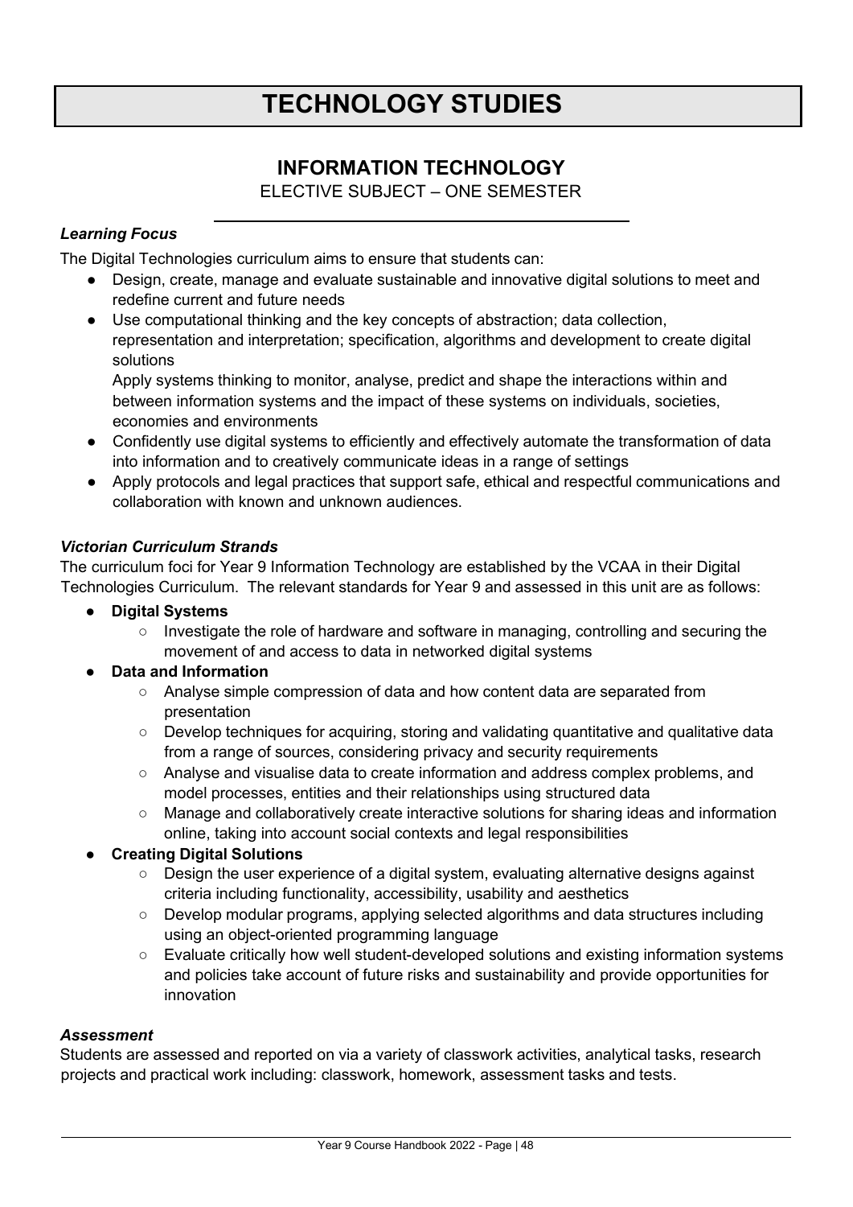# TECHNOLOGY STUDIES

## INFORMATION TECHNOLOGY

ELECTIVE SUBJECT – ONE SEMESTER

### *Learning Focus*

The Digital Technologies curriculum aims to ensure that students can:

- Design, create, manage and evaluate sustainable and innovative digital solutions to meet and redefine current and future needs
- Use computational thinking and the key concepts of abstraction; data collection, representation and interpretation; specification, algorithms and development to create digital solutions
  Apply systems thinking to monitor, analyse, predict and shape the interactions within and between information systems and the impact of these systems on individuals, societies, economies and environments
- Confidently use digital systems to efficiently and effectively automate the transformation of data into information and to creatively communicate ideas in a range of settings
- Apply protocols and legal practices that support safe, ethical and respectful communications and collaboration with known and unknown audiences.

### *Victorian Curriculum Strands*

The curriculum foci for Year 9 Information Technology are established by the VCAA in their Digital Technologies Curriculum. The relevant standards for Year 9 and assessed in this unit are as follows:

- **Digital Systems**
  - Investigate the role of hardware and software in managing, controlling and securing the movement of and access to data in networked digital systems
- **Data and Information**
  - Analyse simple compression of data and how content data are separated from presentation
  - Develop techniques for acquiring, storing and validating quantitative and qualitative data from a range of sources, considering privacy and security requirements
  - Analyse and visualise data to create information and address complex problems, and model processes, entities and their relationships using structured data
  - Manage and collaboratively create interactive solutions for sharing ideas and information online, taking into account social contexts and legal responsibilities
- **Creating Digital Solutions**
  - Design the user experience of a digital system, evaluating alternative designs against criteria including functionality, accessibility, usability and aesthetics
  - Develop modular programs, applying selected algorithms and data structures including using an object-oriented programming language
  - Evaluate critically how well student-developed solutions and existing information systems and policies take account of future risks and sustainability and provide opportunities for innovation

### *Assessment*

Students are assessed and reported on via a variety of classwork activities, analytical tasks, research projects and practical work including: classwork, homework, assessment tasks and tests.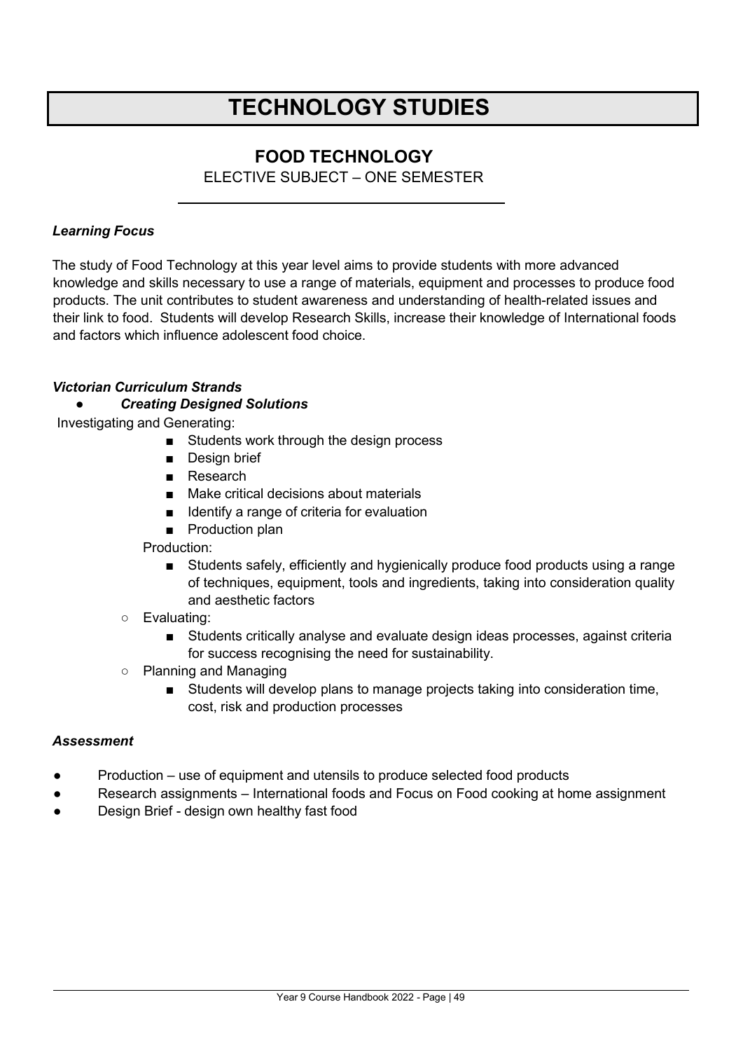# TECHNOLOGY STUDIES

## FOOD TECHNOLOGY

ELECTIVE SUBJECT – ONE SEMESTER

### *Learning Focus*

The study of Food Technology at this year level aims to provide students with more advanced knowledge and skills necessary to use a range of materials, equipment and processes to produce food products. The unit contributes to student awareness and understanding of health-related issues and their link to food. Students will develop Research Skills, increase their knowledge of International foods and factors which influence adolescent food choice.

### *Victorian Curriculum Strands*

- ***Creating Designed Solutions***

Investigating and Generating:

- Students work through the design process
- Design brief
- Research
- Make critical decisions about materials
- Identify a range of criteria for evaluation
- Production plan

Production:

- Students safely, efficiently and hygienically produce food products using a range of techniques, equipment, tools and ingredients, taking into consideration quality and aesthetic factors

- Evaluating:
  - Students critically analyse and evaluate design ideas processes, against criteria for success recognising the need for sustainability.
- Planning and Managing
  - Students will develop plans to manage projects taking into consideration time, cost, risk and production processes

### *Assessment*

- Production – use of equipment and utensils to produce selected food products
- Research assignments – International foods and Focus on Food cooking at home assignment
- Design Brief - design own healthy fast food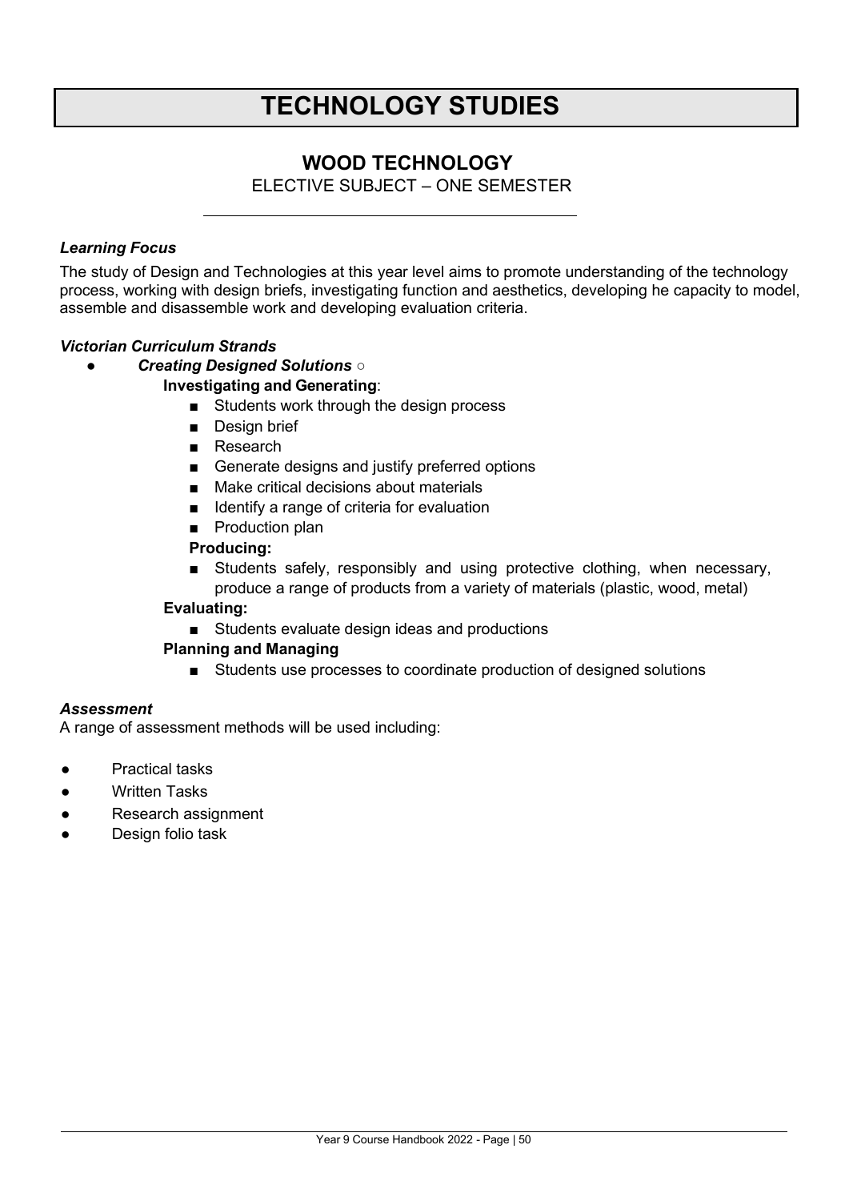# TECHNOLOGY STUDIES

## WOOD TECHNOLOGY

ELECTIVE SUBJECT – ONE SEMESTER

***Learning Focus***

The study of Design and Technologies at this year level aims to promote understanding of the technology process, working with design briefs, investigating function and aesthetics, developing he capacity to model, assemble and disassemble work and developing evaluation criteria.

***Victorian Curriculum Strands***

- ***Creating Designed Solutions*** ○
  - **Investigating and Generating**:
    - Students work through the design process
    - Design brief
    - Research
    - Generate designs and justify preferred options
    - Make critical decisions about materials
    - Identify a range of criteria for evaluation
    - Production plan
    
    **Producing:**
    - Students safely, responsibly and using protective clothing, when necessary, produce a range of products from a variety of materials (plastic, wood, metal)
  - **Evaluating:**
    - Students evaluate design ideas and productions
  - **Planning and Managing**
    - Students use processes to coordinate production of designed solutions

***Assessment***

A range of assessment methods will be used including:

- Practical tasks
- Written Tasks
- Research assignment
- Design folio task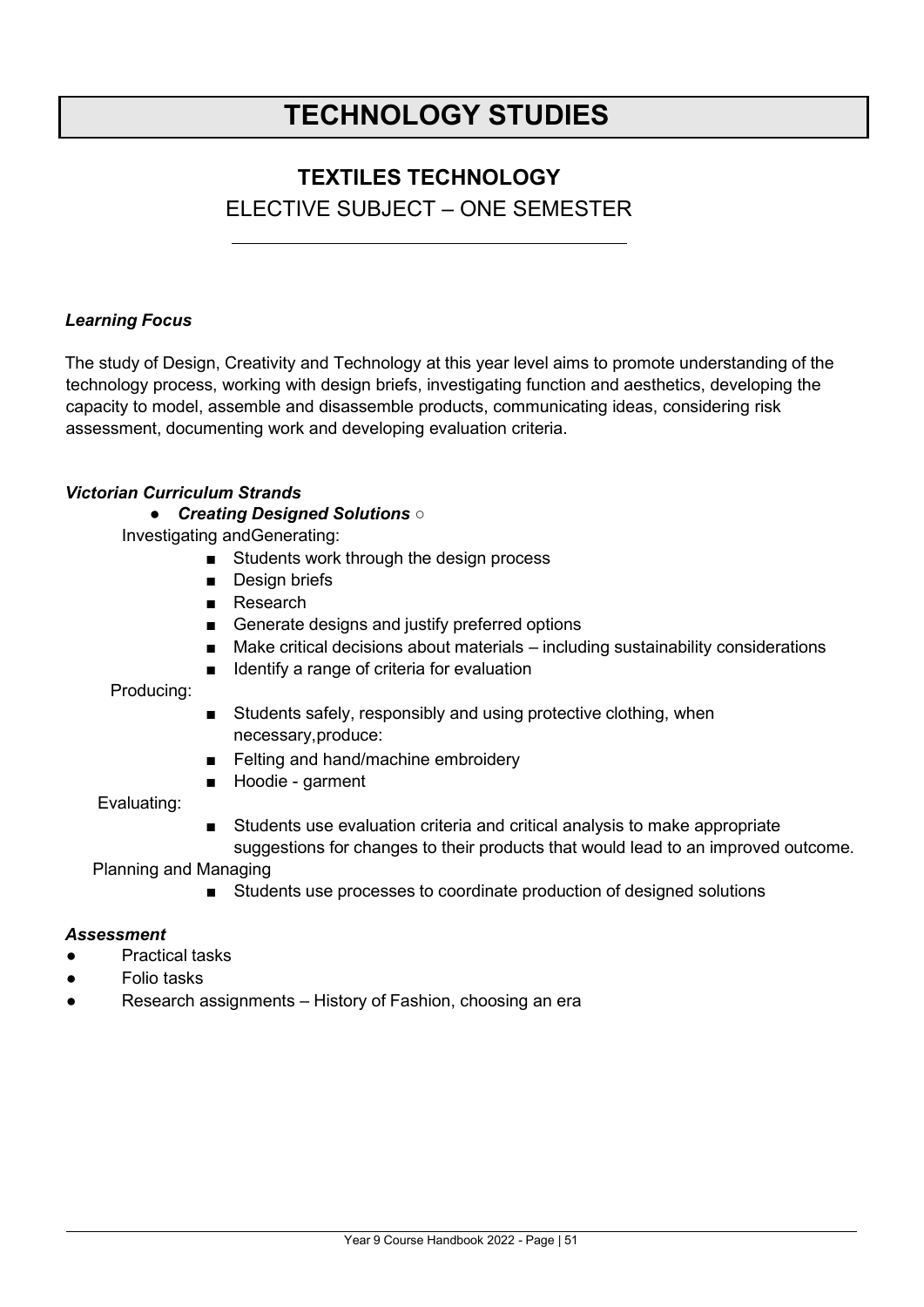# TECHNOLOGY STUDIES

## TEXTILES TECHNOLOGY

ELECTIVE SUBJECT – ONE SEMESTER

***Learning Focus***

The study of Design, Creativity and Technology at this year level aims to promote understanding of the technology process, working with design briefs, investigating function and aesthetics, developing the capacity to model, assemble and disassemble products, communicating ideas, considering risk assessment, documenting work and developing evaluation criteria.

***Victorian Curriculum Strands***

- ***Creating Designed Solutions*** ○

Investigating andGenerating:

- Students work through the design process
- Design briefs
- Research
- Generate designs and justify preferred options
- Make critical decisions about materials – including sustainability considerations
- Identify a range of criteria for evaluation

Producing:

- Students safely, responsibly and using protective clothing, when necessary,produce:
- Felting and hand/machine embroidery
- Hoodie - garment

Evaluating:

- Students use evaluation criteria and critical analysis to make appropriate suggestions for changes to their products that would lead to an improved outcome.

Planning and Managing

- Students use processes to coordinate production of designed solutions

***Assessment***

- Practical tasks
- Folio tasks
- Research assignments – History of Fashion, choosing an era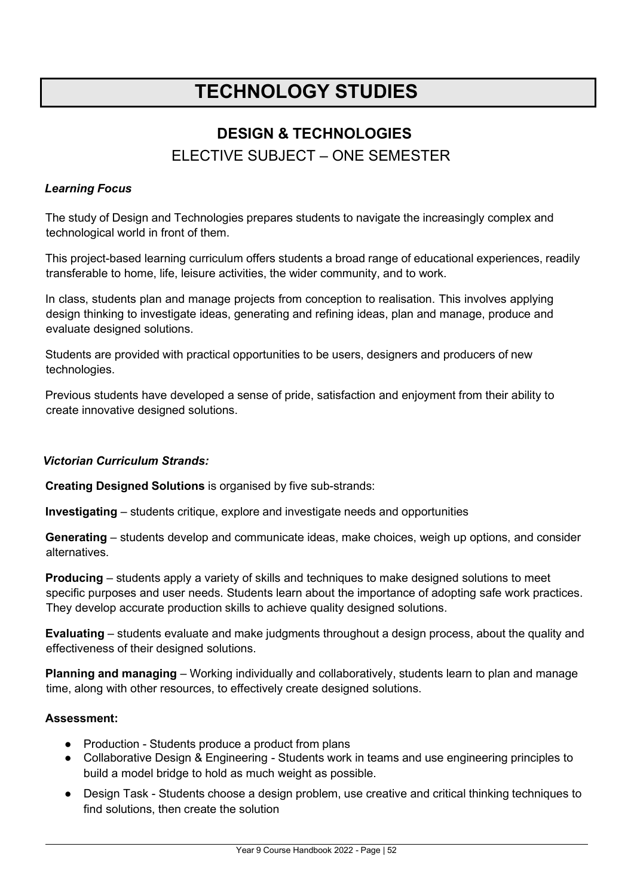# TECHNOLOGY STUDIES

## DESIGN & TECHNOLOGIES

ELECTIVE SUBJECT – ONE SEMESTER

***Learning Focus***

The study of Design and Technologies prepares students to navigate the increasingly complex and technological world in front of them.

This project-based learning curriculum offers students a broad range of educational experiences, readily transferable to home, life, leisure activities, the wider community, and to work.

In class, students plan and manage projects from conception to realisation. This involves applying design thinking to investigate ideas, generating and refining ideas, plan and manage, produce and evaluate designed solutions.

Students are provided with practical opportunities to be users, designers and producers of new technologies.

Previous students have developed a sense of pride, satisfaction and enjoyment from their ability to create innovative designed solutions.

***Victorian Curriculum Strands:***

**Creating Designed Solutions** is organised by five sub-strands:

**Investigating** – students critique, explore and investigate needs and opportunities

**Generating** – students develop and communicate ideas, make choices, weigh up options, and consider alternatives.

**Producing** – students apply a variety of skills and techniques to make designed solutions to meet specific purposes and user needs. Students learn about the importance of adopting safe work practices. They develop accurate production skills to achieve quality designed solutions.

**Evaluating** – students evaluate and make judgments throughout a design process, about the quality and effectiveness of their designed solutions.

**Planning and managing** – Working individually and collaboratively, students learn to plan and manage time, along with other resources, to effectively create designed solutions.

**Assessment:**

- Production - Students produce a product from plans
- Collaborative Design & Engineering - Students work in teams and use engineering principles to build a model bridge to hold as much weight as possible.
- Design Task - Students choose a design problem, use creative and critical thinking techniques to find solutions, then create the solution